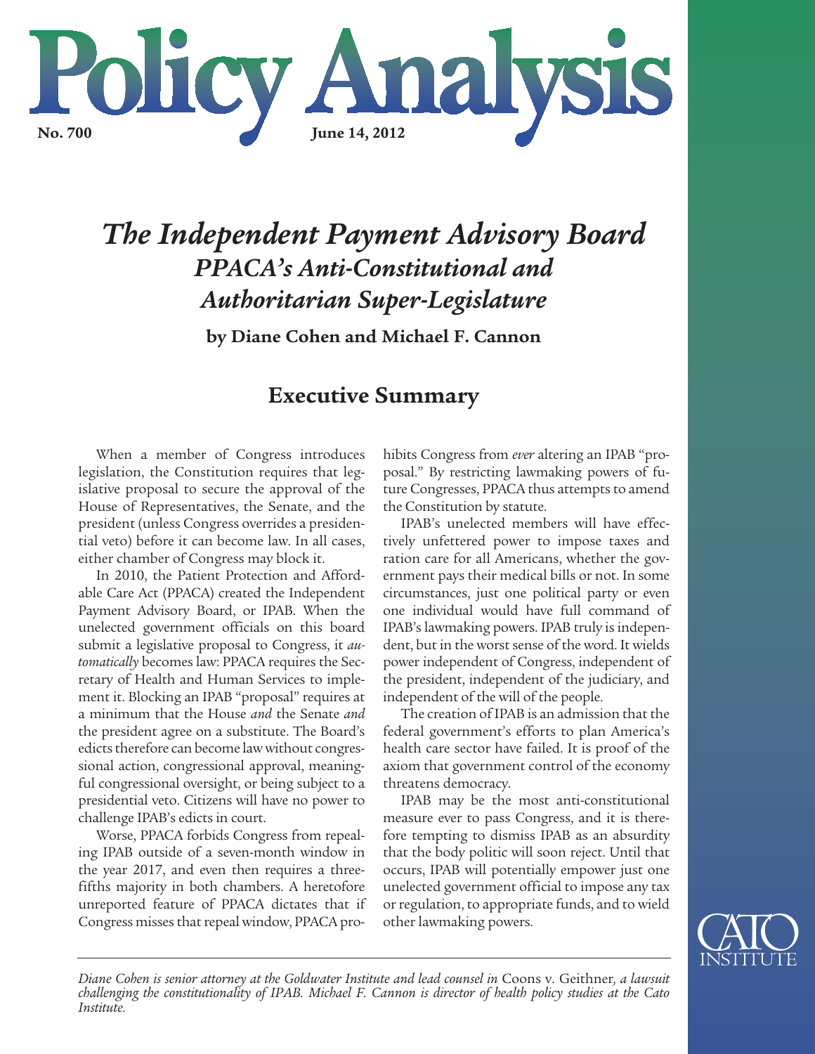# Policy Analysis

**No. 700** **June 14, 2012**

# *The Independent Payment Advisory Board*
## *PPACA's Anti-Constitutional and Authoritarian Super-Legislature*

**by Diane Cohen and Michael F. Cannon**

## Executive Summary

When a member of Congress introduces legislation, the Constitution requires that legislative proposal to secure the approval of the House of Representatives, the Senate, and the president (unless Congress overrides a presidential veto) before it can become law. In all cases, either chamber of Congress may block it.

In 2010, the Patient Protection and Affordable Care Act (PPACA) created the Independent Payment Advisory Board, or IPAB. When the unelected government officials on this board submit a legislative proposal to Congress, it *automatically* becomes law: PPACA requires the Secretary of Health and Human Services to implement it. Blocking an IPAB "proposal" requires at a minimum that the House *and* the Senate *and* the president agree on a substitute. The Board's edicts therefore can become law without congressional action, congressional approval, meaningful congressional oversight, or being subject to a presidential veto. Citizens will have no power to challenge IPAB's edicts in court.

Worse, PPACA forbids Congress from repealing IPAB outside of a seven-month window in the year 2017, and even then requires a three-fifths majority in both chambers. A heretofore unreported feature of PPACA dictates that if Congress misses that repeal window, PPACA prohibits Congress from *ever* altering an IPAB "proposal." By restricting lawmaking powers of future Congresses, PPACA thus attempts to amend the Constitution by statute.

IPAB's unelected members will have effectively unfettered power to impose taxes and ration care for all Americans, whether the government pays their medical bills or not. In some circumstances, just one political party or even one individual would have full command of IPAB's lawmaking powers. IPAB truly is independent, but in the worst sense of the word. It wields power independent of Congress, independent of the president, independent of the judiciary, and independent of the will of the people.

The creation of IPAB is an admission that the federal government's efforts to plan America's health care sector have failed. It is proof of the axiom that government control of the economy threatens democracy.

IPAB may be the most anti-constitutional measure ever to pass Congress, and it is therefore tempting to dismiss IPAB as an absurdity that the body politic will soon reject. Until that occurs, IPAB will potentially empower just one unelected government official to impose any tax or regulation, to appropriate funds, and to wield other lawmaking powers.

---

*Diane Cohen is senior attorney at the Goldwater Institute and lead counsel in* Coons v. Geithner*, a lawsuit challenging the constitutionality of IPAB. Michael F. Cannon is director of health policy studies at the Cato Institute.*

CATO INSTITUTE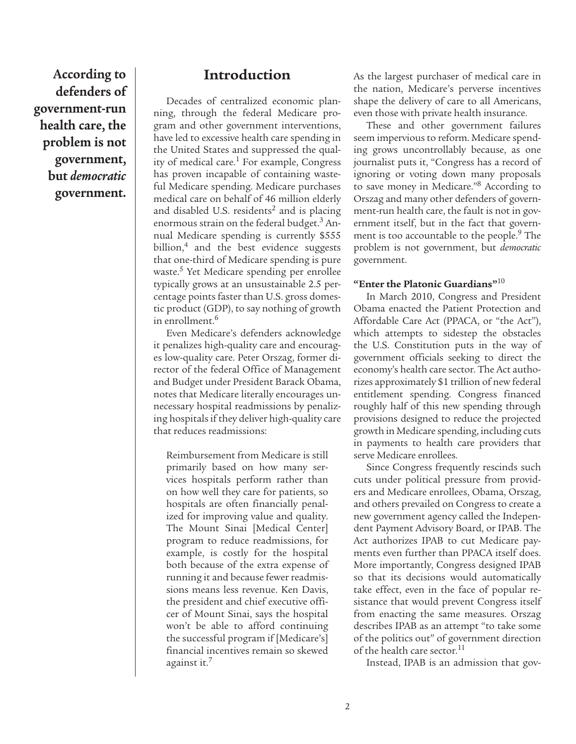**According to defenders of government-run health care, the problem is not government, but *democratic* government.**

## Introduction

Decades of centralized economic planning, through the federal Medicare program and other government interventions, have led to excessive health care spending in the United States and suppressed the quality of medical care.[1] For example, Congress has proven incapable of containing wasteful Medicare spending. Medicare purchases medical care on behalf of 46 million elderly and disabled U.S. residents[2] and is placing enormous strain on the federal budget.[3] Annual Medicare spending is currently $555 billion,[4] and the best evidence suggests that one-third of Medicare spending is pure waste.[5] Yet Medicare spending per enrollee typically grows at an unsustainable 2.5 percentage points faster than U.S. gross domestic product (GDP), to say nothing of growth in enrollment.[6]

Even Medicare's defenders acknowledge it penalizes high-quality care and encourages low-quality care. Peter Orszag, former director of the federal Office of Management and Budget under President Barack Obama, notes that Medicare literally encourages unnecessary hospital readmissions by penalizing hospitals if they deliver high-quality care that reduces readmissions:

> Reimbursement from Medicare is still primarily based on how many services hospitals perform rather than on how well they care for patients, so hospitals are often financially penalized for improving value and quality. The Mount Sinai [Medical Center] program to reduce readmissions, for example, is costly for the hospital both because of the extra expense of running it and because fewer readmissions means less revenue. Ken Davis, the president and chief executive officer of Mount Sinai, says the hospital won't be able to afford continuing the successful program if [Medicare's] financial incentives remain so skewed against it.[7]

As the largest purchaser of medical care in the nation, Medicare's perverse incentives shape the delivery of care to all Americans, even those with private health insurance.

These and other government failures seem impervious to reform. Medicare spending grows uncontrollably because, as one journalist puts it, "Congress has a record of ignoring or voting down many proposals to save money in Medicare."[8] According to Orszag and many other defenders of government-run health care, the fault is not in government itself, but in the fact that government is too accountable to the people.[9] The problem is not government, but *democratic* government.

#### "Enter the Platonic Guardians"[10]

In March 2010, Congress and President Obama enacted the Patient Protection and Affordable Care Act (PPACA, or "the Act"), which attempts to sidestep the obstacles the U.S. Constitution puts in the way of government officials seeking to direct the economy's health care sector. The Act authorizes approximately $1 trillion of new federal entitlement spending. Congress financed roughly half of this new spending through provisions designed to reduce the projected growth in Medicare spending, including cuts in payments to health care providers that serve Medicare enrollees.

Since Congress frequently rescinds such cuts under political pressure from providers and Medicare enrollees, Obama, Orszag, and others prevailed on Congress to create a new government agency called the Independent Payment Advisory Board, or IPAB. The Act authorizes IPAB to cut Medicare payments even further than PPACA itself does. More importantly, Congress designed IPAB so that its decisions would automatically take effect, even in the face of popular resistance that would prevent Congress itself from enacting the same measures. Orszag describes IPAB as an attempt "to take some of the politics out" of government direction of the health care sector.[11]

Instead, IPAB is an admission that gov-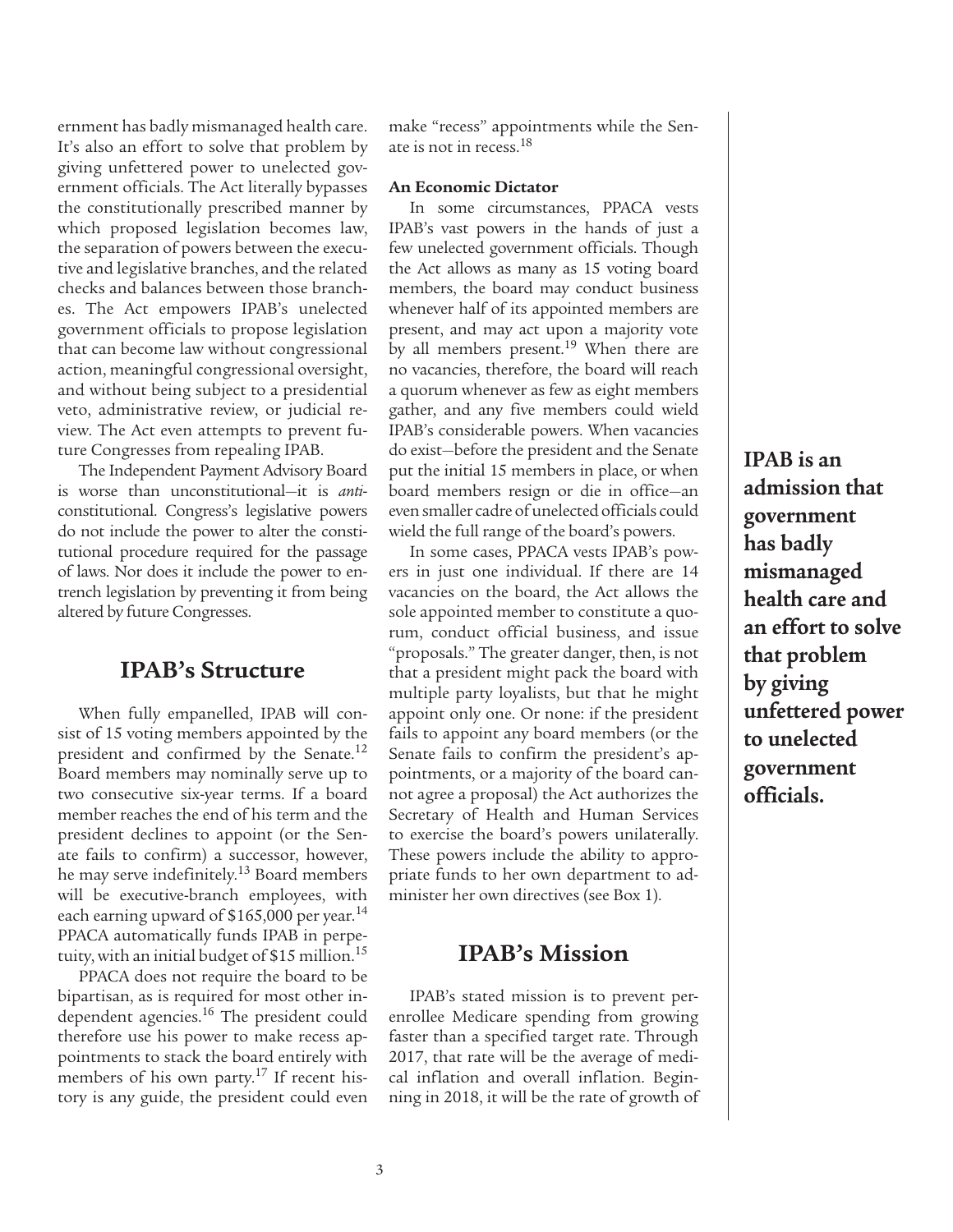ernment has badly mismanaged health care. It's also an effort to solve that problem by giving unfettered power to unelected government officials. The Act literally bypasses the constitutionally prescribed manner by which proposed legislation becomes law, the separation of powers between the executive and legislative branches, and the related checks and balances between those branches. The Act empowers IPAB's unelected government officials to propose legislation that can become law without congressional action, meaningful congressional oversight, and without being subject to a presidential veto, administrative review, or judicial review. The Act even attempts to prevent future Congresses from repealing IPAB.

The Independent Payment Advisory Board is worse than unconstitutional—it is *anti*-constitutional. Congress's legislative powers do not include the power to alter the constitutional procedure required for the passage of laws. Nor does it include the power to entrench legislation by preventing it from being altered by future Congresses.

## IPAB's Structure

When fully empanelled, IPAB will consist of 15 voting members appointed by the president and confirmed by the Senate.[12] Board members may nominally serve up to two consecutive six-year terms. If a board member reaches the end of his term and the president declines to appoint (or the Senate fails to confirm) a successor, however, he may serve indefinitely.[13] Board members will be executive-branch employees, with each earning upward of $165,000 per year.[14] PPACA automatically funds IPAB in perpetuity, with an initial budget of $15 million.[15]

PPACA does not require the board to be bipartisan, as is required for most other independent agencies.[16] The president could therefore use his power to make recess appointments to stack the board entirely with members of his own party.[17] If recent history is any guide, the president could even make "recess" appointments while the Senate is not in recess.[18]

### An Economic Dictator

In some circumstances, PPACA vests IPAB's vast powers in the hands of just a few unelected government officials. Though the Act allows as many as 15 voting board members, the board may conduct business whenever half of its appointed members are present, and may act upon a majority vote by all members present.[19] When there are no vacancies, therefore, the board will reach a quorum whenever as few as eight members gather, and any five members could wield IPAB's considerable powers. When vacancies do exist—before the president and the Senate put the initial 15 members in place, or when board members resign or die in office—an even smaller cadre of unelected officials could wield the full range of the board's powers.

In some cases, PPACA vests IPAB's powers in just one individual. If there are 14 vacancies on the board, the Act allows the sole appointed member to constitute a quorum, conduct official business, and issue "proposals." The greater danger, then, is not that a president might pack the board with multiple party loyalists, but that he might appoint only one. Or none: if the president fails to appoint any board members (or the Senate fails to confirm the president's appointments, or a majority of the board cannot agree a proposal) the Act authorizes the Secretary of Health and Human Services to exercise the board's powers unilaterally. These powers include the ability to appropriate funds to her own department to administer her own directives (see Box 1).

**IPAB is an admission that government has badly mismanaged health care and an effort to solve that problem by giving unfettered power to unelected government officials.**

## IPAB's Mission

IPAB's stated mission is to prevent per-enrollee Medicare spending from growing faster than a specified target rate. Through 2017, that rate will be the average of medical inflation and overall inflation. Beginning in 2018, it will be the rate of growth of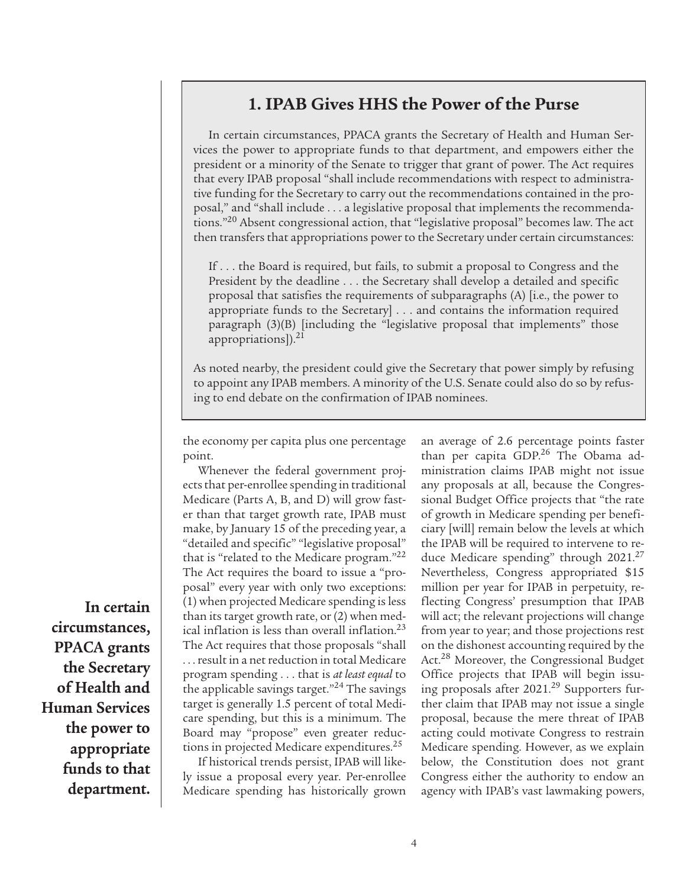## 1. IPAB Gives HHS the Power of the Purse

In certain circumstances, PPACA grants the Secretary of Health and Human Services the power to appropriate funds to that department, and empowers either the president or a minority of the Senate to trigger that grant of power. The Act requires that every IPAB proposal "shall include recommendations with respect to administrative funding for the Secretary to carry out the recommendations contained in the proposal," and "shall include . . . a legislative proposal that implements the recommendations."[20] Absent congressional action, that "legislative proposal" becomes law. The act then transfers that appropriations power to the Secretary under certain circumstances:

> If . . . the Board is required, but fails, to submit a proposal to Congress and the President by the deadline . . . the Secretary shall develop a detailed and specific proposal that satisfies the requirements of subparagraphs (A) [i.e., the power to appropriate funds to the Secretary] . . . and contains the information required paragraph (3)(B) [including the "legislative proposal that implements" those appropriations]).[21]

As noted nearby, the president could give the Secretary that power simply by refusing to appoint any IPAB members. A minority of the U.S. Senate could also do so by refusing to end debate on the confirmation of IPAB nominees.

---

the economy per capita plus one percentage point.

Whenever the federal government projects that per-enrollee spending in traditional Medicare (Parts A, B, and D) will grow faster than that target growth rate, IPAB must make, by January 15 of the preceding year, a "detailed and specific" "legislative proposal" that is "related to the Medicare program."[22] The Act requires the board to issue a "proposal" every year with only two exceptions: (1) when projected Medicare spending is less than its target growth rate, or (2) when medical inflation is less than overall inflation.[23] The Act requires that those proposals "shall . . . result in a net reduction in total Medicare program spending . . . that is *at least equal* to the applicable savings target."[24] The savings target is generally 1.5 percent of total Medicare spending, but this is a minimum. The Board may "propose" even greater reductions in projected Medicare expenditures.[25]

**In certain circumstances, PPACA grants the Secretary of Health and Human Services the power to appropriate funds to that department.**

If historical trends persist, IPAB will likely issue a proposal every year. Per-enrollee Medicare spending has historically grown an average of 2.6 percentage points faster than per capita GDP.[26] The Obama administration claims IPAB might not issue any proposals at all, because the Congressional Budget Office projects that "the rate of growth in Medicare spending per beneficiary [will] remain below the levels at which the IPAB will be required to intervene to reduce Medicare spending" through 2021.[27] Nevertheless, Congress appropriated $15 million per year for IPAB in perpetuity, reflecting Congress' presumption that IPAB will act; the relevant projections will change from year to year; and those projections rest on the dishonest accounting required by the Act.[28] Moreover, the Congressional Budget Office projects that IPAB will begin issuing proposals after 2021.[29] Supporters further claim that IPAB may not issue a single proposal, because the mere threat of IPAB acting could motivate Congress to restrain Medicare spending. However, as we explain below, the Constitution does not grant Congress either the authority to endow an agency with IPAB's vast lawmaking powers,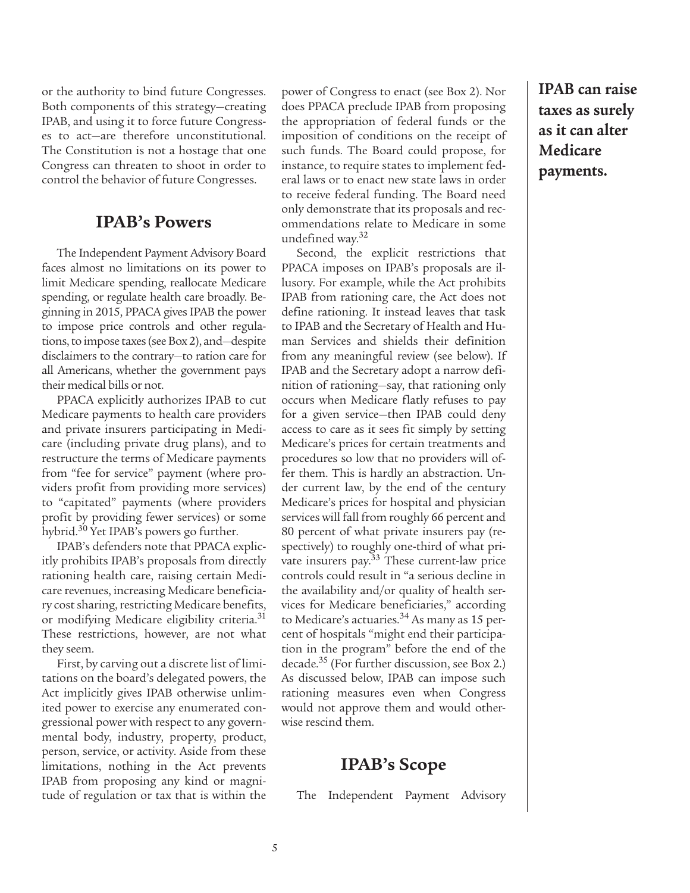or the authority to bind future Congresses. Both components of this strategy—creating IPAB, and using it to force future Congresses to act—are therefore unconstitutional. The Constitution is not a hostage that one Congress can threaten to shoot in order to control the behavior of future Congresses.

## IPAB's Powers

The Independent Payment Advisory Board faces almost no limitations on its power to limit Medicare spending, reallocate Medicare spending, or regulate health care broadly. Beginning in 2015, PPACA gives IPAB the power to impose price controls and other regulations, to impose taxes (see Box 2), and—despite disclaimers to the contrary—to ration care for all Americans, whether the government pays their medical bills or not.

PPACA explicitly authorizes IPAB to cut Medicare payments to health care providers and private insurers participating in Medicare (including private drug plans), and to restructure the terms of Medicare payments from "fee for service" payment (where providers profit from providing more services) to "capitated" payments (where providers profit by providing fewer services) or some hybrid.[30] Yet IPAB's powers go further.

IPAB's defenders note that PPACA explicitly prohibits IPAB's proposals from directly rationing health care, raising certain Medicare revenues, increasing Medicare beneficiary cost sharing, restricting Medicare benefits, or modifying Medicare eligibility criteria.[31] These restrictions, however, are not what they seem.

First, by carving out a discrete list of limitations on the board's delegated powers, the Act implicitly gives IPAB otherwise unlimited power to exercise any enumerated congressional power with respect to any governmental body, industry, property, product, person, service, or activity. Aside from these limitations, nothing in the Act prevents IPAB from proposing any kind or magnitude of regulation or tax that is within the power of Congress to enact (see Box 2). Nor does PPACA preclude IPAB from proposing the appropriation of federal funds or the imposition of conditions on the receipt of such funds. The Board could propose, for instance, to require states to implement federal laws or to enact new state laws in order to receive federal funding. The Board need only demonstrate that its proposals and recommendations relate to Medicare in some undefined way.[32]

Second, the explicit restrictions that PPACA imposes on IPAB's proposals are illusory. For example, while the Act prohibits IPAB from rationing care, the Act does not define rationing. It instead leaves that task to IPAB and the Secretary of Health and Human Services and shields their definition from any meaningful review (see below). If IPAB and the Secretary adopt a narrow definition of rationing—say, that rationing only occurs when Medicare flatly refuses to pay for a given service—then IPAB could deny access to care as it sees fit simply by setting Medicare's prices for certain treatments and procedures so low that no providers will offer them. This is hardly an abstraction. Under current law, by the end of the century Medicare's prices for hospital and physician services will fall from roughly 66 percent and 80 percent of what private insurers pay (respectively) to roughly one-third of what private insurers pay.[33] These current-law price controls could result in "a serious decline in the availability and/or quality of health services for Medicare beneficiaries," according to Medicare's actuaries.[34] As many as 15 percent of hospitals "might end their participation in the program" before the end of the decade.[35] (For further discussion, see Box 2.) As discussed below, IPAB can impose such rationing measures even when Congress would not approve them and would otherwise rescind them.

**IPAB can raise taxes as surely as it can alter Medicare payments.**

## IPAB's Scope

The Independent Payment Advisory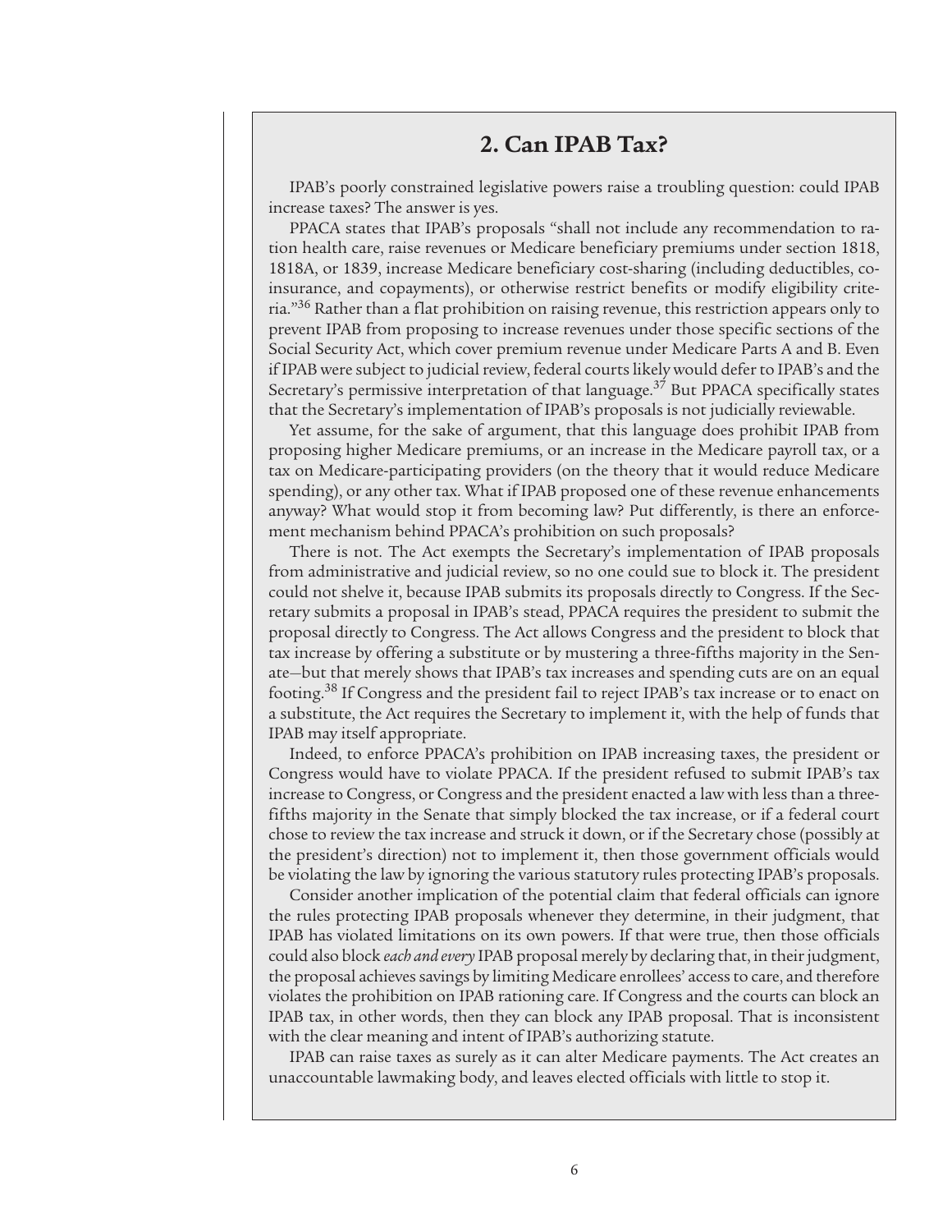## 2. Can IPAB Tax?

IPAB's poorly constrained legislative powers raise a troubling question: could IPAB increase taxes? The answer is yes.

PPACA states that IPAB's proposals "shall not include any recommendation to ration health care, raise revenues or Medicare beneficiary premiums under section 1818, 1818A, or 1839, increase Medicare beneficiary cost-sharing (including deductibles, coinsurance, and copayments), or otherwise restrict benefits or modify eligibility criteria."[36] Rather than a flat prohibition on raising revenue, this restriction appears only to prevent IPAB from proposing to increase revenues under those specific sections of the Social Security Act, which cover premium revenue under Medicare Parts A and B. Even if IPAB were subject to judicial review, federal courts likely would defer to IPAB's and the Secretary's permissive interpretation of that language.[37] But PPACA specifically states that the Secretary's implementation of IPAB's proposals is not judicially reviewable.

Yet assume, for the sake of argument, that this language does prohibit IPAB from proposing higher Medicare premiums, or an increase in the Medicare payroll tax, or a tax on Medicare-participating providers (on the theory that it would reduce Medicare spending), or any other tax. What if IPAB proposed one of these revenue enhancements anyway? What would stop it from becoming law? Put differently, is there an enforcement mechanism behind PPACA's prohibition on such proposals?

There is not. The Act exempts the Secretary's implementation of IPAB proposals from administrative and judicial review, so no one could sue to block it. The president could not shelve it, because IPAB submits its proposals directly to Congress. If the Secretary submits a proposal in IPAB's stead, PPACA requires the president to submit the proposal directly to Congress. The Act allows Congress and the president to block that tax increase by offering a substitute or by mustering a three-fifths majority in the Senate—but that merely shows that IPAB's tax increases and spending cuts are on an equal footing.[38] If Congress and the president fail to reject IPAB's tax increase or to enact on a substitute, the Act requires the Secretary to implement it, with the help of funds that IPAB may itself appropriate.

Indeed, to enforce PPACA's prohibition on IPAB increasing taxes, the president or Congress would have to violate PPACA. If the president refused to submit IPAB's tax increase to Congress, or Congress and the president enacted a law with less than a three-fifths majority in the Senate that simply blocked the tax increase, or if a federal court chose to review the tax increase and struck it down, or if the Secretary chose (possibly at the president's direction) not to implement it, then those government officials would be violating the law by ignoring the various statutory rules protecting IPAB's proposals.

Consider another implication of the potential claim that federal officials can ignore the rules protecting IPAB proposals whenever they determine, in their judgment, that IPAB has violated limitations on its own powers. If that were true, then those officials could also block *each and every* IPAB proposal merely by declaring that, in their judgment, the proposal achieves savings by limiting Medicare enrollees' access to care, and therefore violates the prohibition on IPAB rationing care. If Congress and the courts can block an IPAB tax, in other words, then they can block any IPAB proposal. That is inconsistent with the clear meaning and intent of IPAB's authorizing statute.

IPAB can raise taxes as surely as it can alter Medicare payments. The Act creates an unaccountable lawmaking body, and leaves elected officials with little to stop it.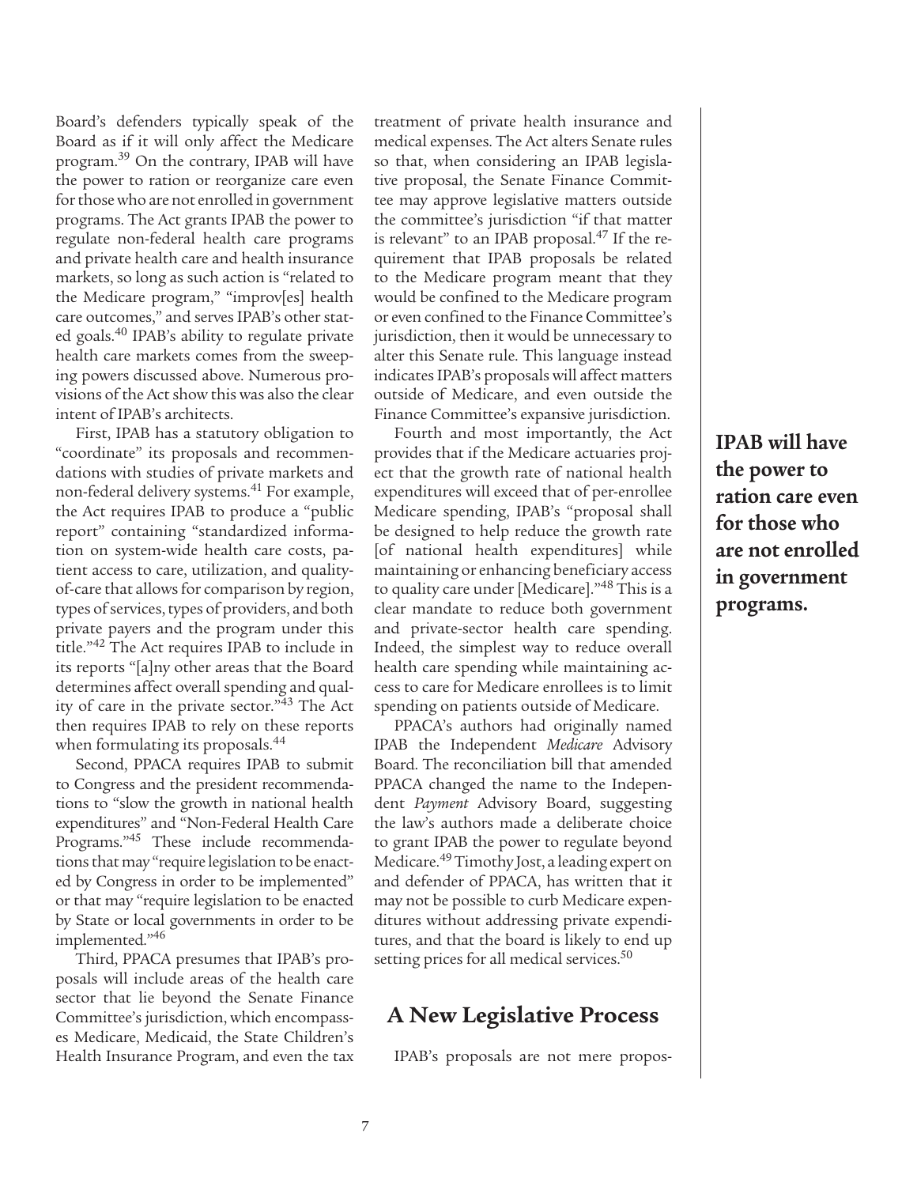Board's defenders typically speak of the Board as if it will only affect the Medicare program.[39] On the contrary, IPAB will have the power to ration or reorganize care even for those who are not enrolled in government programs. The Act grants IPAB the power to regulate non-federal health care programs and private health care and health insurance markets, so long as such action is "related to the Medicare program," "improv[es] health care outcomes," and serves IPAB's other stated goals.[40] IPAB's ability to regulate private health care markets comes from the sweeping powers discussed above. Numerous provisions of the Act show this was also the clear intent of IPAB's architects.

First, IPAB has a statutory obligation to "coordinate" its proposals and recommendations with studies of private markets and non-federal delivery systems.[41] For example, the Act requires IPAB to produce a "public report" containing "standardized information on system-wide health care costs, patient access to care, utilization, and quality-of-care that allows for comparison by region, types of services, types of providers, and both private payers and the program under this title."[42] The Act requires IPAB to include in its reports "[a]ny other areas that the Board determines affect overall spending and quality of care in the private sector."[43] The Act then requires IPAB to rely on these reports when formulating its proposals.[44]

Second, PPACA requires IPAB to submit to Congress and the president recommendations to "slow the growth in national health expenditures" and "Non-Federal Health Care Programs."[45] These include recommendations that may "require legislation to be enacted by Congress in order to be implemented" or that may "require legislation to be enacted by State or local governments in order to be implemented."[46]

Third, PPACA presumes that IPAB's proposals will include areas of the health care sector that lie beyond the Senate Finance Committee's jurisdiction, which encompasses Medicare, Medicaid, the State Children's Health Insurance Program, and even the tax treatment of private health insurance and medical expenses. The Act alters Senate rules so that, when considering an IPAB legislative proposal, the Senate Finance Committee may approve legislative matters outside the committee's jurisdiction "if that matter is relevant" to an IPAB proposal.[47] If the requirement that IPAB proposals be related to the Medicare program meant that they would be confined to the Medicare program or even confined to the Finance Committee's jurisdiction, then it would be unnecessary to alter this Senate rule. This language instead indicates IPAB's proposals will affect matters outside of Medicare, and even outside the Finance Committee's expansive jurisdiction.

Fourth and most importantly, the Act provides that if the Medicare actuaries project that the growth rate of national health expenditures will exceed that of per-enrollee Medicare spending, IPAB's "proposal shall be designed to help reduce the growth rate [of national health expenditures] while maintaining or enhancing beneficiary access to quality care under [Medicare]."[48] This is a clear mandate to reduce both government and private-sector health care spending. Indeed, the simplest way to reduce overall health care spending while maintaining access to care for Medicare enrollees is to limit spending on patients outside of Medicare.

PPACA's authors had originally named IPAB the Independent *Medicare* Advisory Board. The reconciliation bill that amended PPACA changed the name to the Independent *Payment* Advisory Board, suggesting the law's authors made a deliberate choice to grant IPAB the power to regulate beyond Medicare.[49] Timothy Jost, a leading expert on and defender of PPACA, has written that it may not be possible to curb Medicare expenditures without addressing private expenditures, and that the board is likely to end up setting prices for all medical services.[50]

**IPAB will have the power to ration care even for those who are not enrolled in government programs.**

## A New Legislative Process

IPAB's proposals are not mere propos-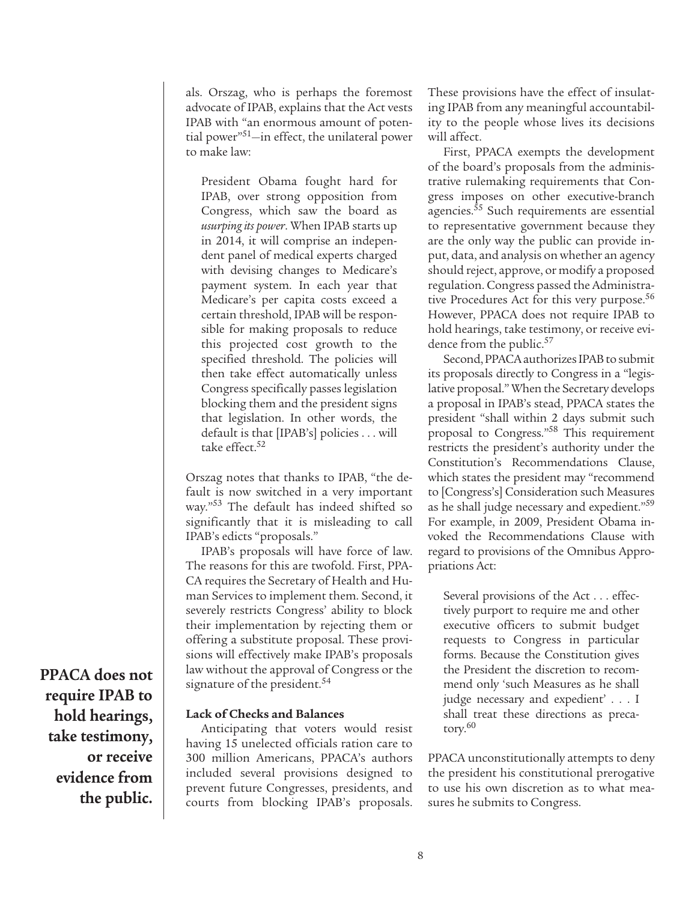als. Orszag, who is perhaps the foremost advocate of IPAB, explains that the Act vests IPAB with "an enormous amount of potential power"[51]—in effect, the unilateral power to make law:

> President Obama fought hard for IPAB, over strong opposition from Congress, which saw the board as *usurping its power*. When IPAB starts up in 2014, it will comprise an independent panel of medical experts charged with devising changes to Medicare's payment system. In each year that Medicare's per capita costs exceed a certain threshold, IPAB will be responsible for making proposals to reduce this projected cost growth to the specified threshold. The policies will then take effect automatically unless Congress specifically passes legislation blocking them and the president signs that legislation. In other words, the default is that [IPAB's] policies . . . will take effect.[52]

Orszag notes that thanks to IPAB, "the default is now switched in a very important way."[53] The default has indeed shifted so significantly that it is misleading to call IPAB's edicts "proposals."

IPAB's proposals will have force of law. The reasons for this are twofold. First, PPACA requires the Secretary of Health and Human Services to implement them. Second, it severely restricts Congress' ability to block their implementation by rejecting them or offering a substitute proposal. These provisions will effectively make IPAB's proposals law without the approval of Congress or the signature of the president.[54]

**PPACA does not require IPAB to hold hearings, take testimony, or receive evidence from the public.**

### Lack of Checks and Balances

Anticipating that voters would resist having 15 unelected officials ration care to 300 million Americans, PPACA's authors included several provisions designed to prevent future Congresses, presidents, and courts from blocking IPAB's proposals. These provisions have the effect of insulating IPAB from any meaningful accountability to the people whose lives its decisions will affect.

First, PPACA exempts the development of the board's proposals from the administrative rulemaking requirements that Congress imposes on other executive-branch agencies.[55] Such requirements are essential to representative government because they are the only way the public can provide input, data, and analysis on whether an agency should reject, approve, or modify a proposed regulation. Congress passed the Administrative Procedures Act for this very purpose.[56] However, PPACA does not require IPAB to hold hearings, take testimony, or receive evidence from the public.[57]

Second, PPACA authorizes IPAB to submit its proposals directly to Congress in a "legislative proposal." When the Secretary develops a proposal in IPAB's stead, PPACA states the president "shall within 2 days submit such proposal to Congress."[58] This requirement restricts the president's authority under the Constitution's Recommendations Clause, which states the president may "recommend to [Congress's] Consideration such Measures as he shall judge necessary and expedient."[59] For example, in 2009, President Obama invoked the Recommendations Clause with regard to provisions of the Omnibus Appropriations Act:

> Several provisions of the Act . . . effectively purport to require me and other executive officers to submit budget requests to Congress in particular forms. Because the Constitution gives the President the discretion to recommend only 'such Measures as he shall judge necessary and expedient' . . . I shall treat these directions as precatory.[60]

PPACA unconstitutionally attempts to deny the president his constitutional prerogative to use his own discretion as to what measures he submits to Congress.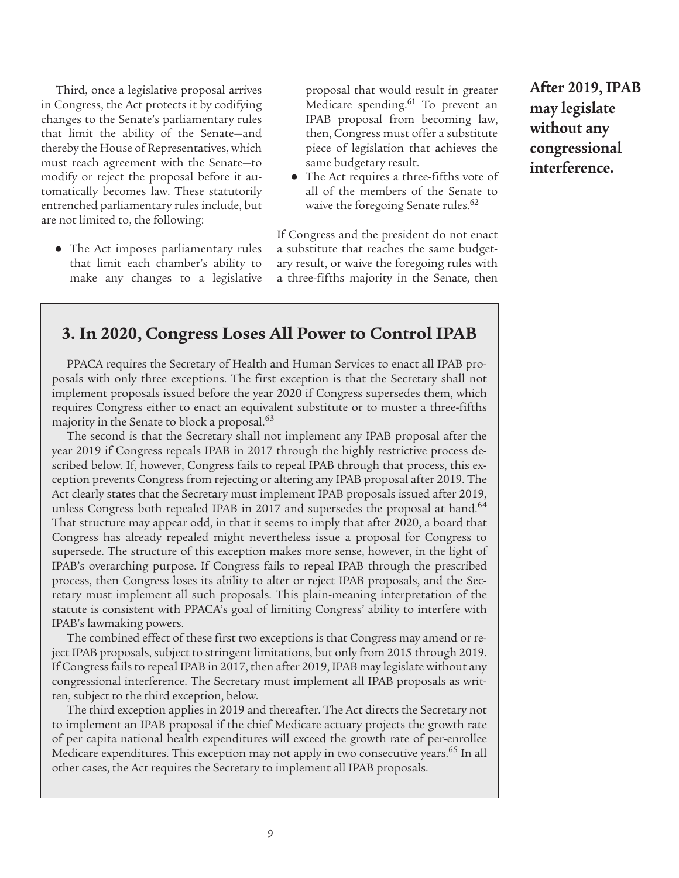Third, once a legislative proposal arrives in Congress, the Act protects it by codifying changes to the Senate's parliamentary rules that limit the ability of the Senate—and thereby the House of Representatives, which must reach agreement with the Senate—to modify or reject the proposal before it automatically becomes law. These statutorily entrenched parliamentary rules include, but are not limited to, the following:

- The Act imposes parliamentary rules that limit each chamber's ability to make any changes to a legislative proposal that would result in greater Medicare spending.[61] To prevent an IPAB proposal from becoming law, then, Congress must offer a substitute piece of legislation that achieves the same budgetary result.
- The Act requires a three-fifths vote of all of the members of the Senate to waive the foregoing Senate rules.[62]

If Congress and the president do not enact a substitute that reaches the same budgetary result, or waive the foregoing rules with a three-fifths majority in the Senate, then

**After 2019, IPAB may legislate without any congressional interference.**

## 3. In 2020, Congress Loses All Power to Control IPAB

PPACA requires the Secretary of Health and Human Services to enact all IPAB proposals with only three exceptions. The first exception is that the Secretary shall not implement proposals issued before the year 2020 if Congress supersedes them, which requires Congress either to enact an equivalent substitute or to muster a three-fifths majority in the Senate to block a proposal.[63]

The second is that the Secretary shall not implement any IPAB proposal after the year 2019 if Congress repeals IPAB in 2017 through the highly restrictive process described below. If, however, Congress fails to repeal IPAB through that process, this exception prevents Congress from rejecting or altering any IPAB proposal after 2019. The Act clearly states that the Secretary must implement IPAB proposals issued after 2019, unless Congress both repealed IPAB in 2017 and supersedes the proposal at hand.[64] That structure may appear odd, in that it seems to imply that after 2020, a board that Congress has already repealed might nevertheless issue a proposal for Congress to supersede. The structure of this exception makes more sense, however, in the light of IPAB's overarching purpose. If Congress fails to repeal IPAB through the prescribed process, then Congress loses its ability to alter or reject IPAB proposals, and the Secretary must implement all such proposals. This plain-meaning interpretation of the statute is consistent with PPACA's goal of limiting Congress' ability to interfere with IPAB's lawmaking powers.

The combined effect of these first two exceptions is that Congress may amend or reject IPAB proposals, subject to stringent limitations, but only from 2015 through 2019. If Congress fails to repeal IPAB in 2017, then after 2019, IPAB may legislate without any congressional interference. The Secretary must implement all IPAB proposals as written, subject to the third exception, below.

The third exception applies in 2019 and thereafter. The Act directs the Secretary not to implement an IPAB proposal if the chief Medicare actuary projects the growth rate of per capita national health expenditures will exceed the growth rate of per-enrollee Medicare expenditures. This exception may not apply in two consecutive years.[65] In all other cases, the Act requires the Secretary to implement all IPAB proposals.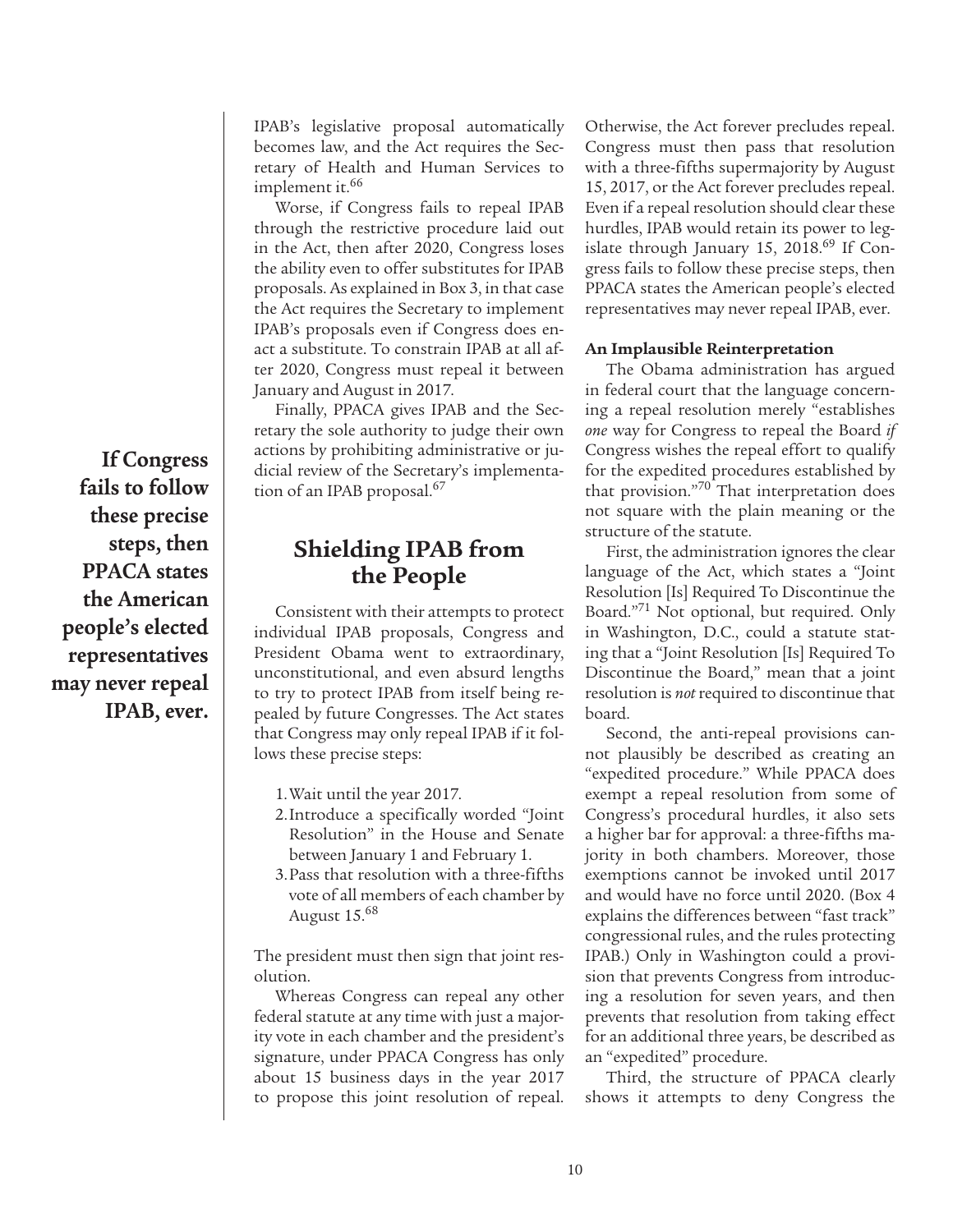IPAB's legislative proposal automatically becomes law, and the Act requires the Secretary of Health and Human Services to implement it.[66]

Worse, if Congress fails to repeal IPAB through the restrictive procedure laid out in the Act, then after 2020, Congress loses the ability even to offer substitutes for IPAB proposals. As explained in Box 3, in that case the Act requires the Secretary to implement IPAB's proposals even if Congress does enact a substitute. To constrain IPAB at all after 2020, Congress must repeal it between January and August in 2017.

Finally, PPACA gives IPAB and the Secretary the sole authority to judge their own actions by prohibiting administrative or judicial review of the Secretary's implementation of an IPAB proposal.[67]

**If Congress fails to follow these precise steps, then PPACA states the American people's elected representatives may never repeal IPAB, ever.**

## Shielding IPAB from the People

Consistent with their attempts to protect individual IPAB proposals, Congress and President Obama went to extraordinary, unconstitutional, and even absurd lengths to try to protect IPAB from itself being repealed by future Congresses. The Act states that Congress may only repeal IPAB if it follows these precise steps:

1. Wait until the year 2017.
2. Introduce a specifically worded "Joint Resolution" in the House and Senate between January 1 and February 1.
3. Pass that resolution with a three-fifths vote of all members of each chamber by August 15.[68]

The president must then sign that joint resolution.

Whereas Congress can repeal any other federal statute at any time with just a majority vote in each chamber and the president's signature, under PPACA Congress has only about 15 business days in the year 2017 to propose this joint resolution of repeal. Otherwise, the Act forever precludes repeal. Congress must then pass that resolution with a three-fifths supermajority by August 15, 2017, or the Act forever precludes repeal. Even if a repeal resolution should clear these hurdles, IPAB would retain its power to legislate through January 15, 2018.[69] If Congress fails to follow these precise steps, then PPACA states the American people's elected representatives may never repeal IPAB, ever.

### An Implausible Reinterpretation

The Obama administration has argued in federal court that the language concerning a repeal resolution merely "establishes *one* way for Congress to repeal the Board *if* Congress wishes the repeal effort to qualify for the expedited procedures established by that provision."[70] That interpretation does not square with the plain meaning or the structure of the statute.

First, the administration ignores the clear language of the Act, which states a "Joint Resolution [Is] Required To Discontinue the Board."[71] Not optional, but required. Only in Washington, D.C., could a statute stating that a "Joint Resolution [Is] Required To Discontinue the Board," mean that a joint resolution is *not* required to discontinue that board.

Second, the anti-repeal provisions cannot plausibly be described as creating an "expedited procedure." While PPACA does exempt a repeal resolution from some of Congress's procedural hurdles, it also sets a higher bar for approval: a three-fifths majority in both chambers. Moreover, those exemptions cannot be invoked until 2017 and would have no force until 2020. (Box 4 explains the differences between "fast track" congressional rules, and the rules protecting IPAB.) Only in Washington could a provision that prevents Congress from introducing a resolution for seven years, and then prevents that resolution from taking effect for an additional three years, be described as an "expedited" procedure.

Third, the structure of PPACA clearly shows it attempts to deny Congress the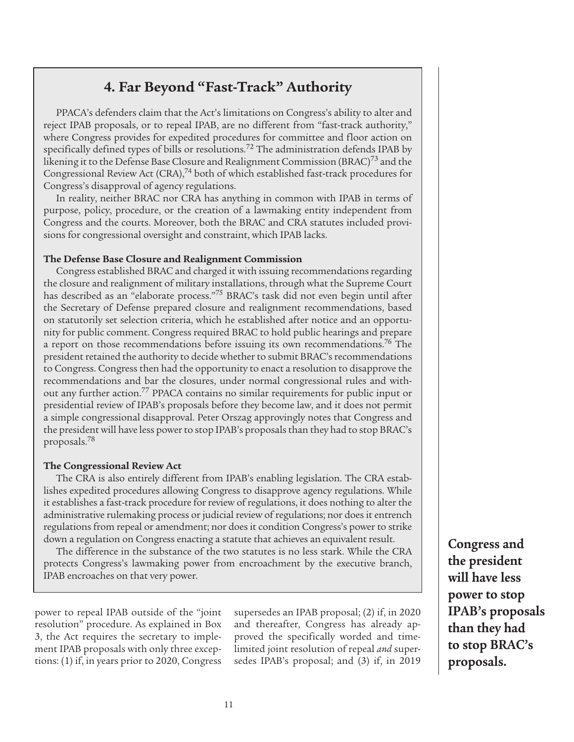## 4. Far Beyond "Fast-Track" Authority

PPACA's defenders claim that the Act's limitations on Congress's ability to alter and reject IPAB proposals, or to repeal IPAB, are no different from "fast-track authority," where Congress provides for expedited procedures for committee and floor action on specifically defined types of bills or resolutions.[72] The administration defends IPAB by likening it to the Defense Base Closure and Realignment Commission (BRAC)[73] and the Congressional Review Act (CRA),[74] both of which established fast-track procedures for Congress's disapproval of agency regulations.

In reality, neither BRAC nor CRA has anything in common with IPAB in terms of purpose, policy, procedure, or the creation of a lawmaking entity independent from Congress and the courts. Moreover, both the BRAC and CRA statutes included provisions for congressional oversight and constraint, which IPAB lacks.

**The Defense Base Closure and Realignment Commission**

Congress established BRAC and charged it with issuing recommendations regarding the closure and realignment of military installations, through what the Supreme Court has described as an "elaborate process."[75] BRAC's task did not even begin until after the Secretary of Defense prepared closure and realignment recommendations, based on statutorily set selection criteria, which he established after notice and an opportunity for public comment. Congress required BRAC to hold public hearings and prepare a report on those recommendations before issuing its own recommendations.[76] The president retained the authority to decide whether to submit BRAC's recommendations to Congress. Congress then had the opportunity to enact a resolution to disapprove the recommendations and bar the closures, under normal congressional rules and without any further action.[77] PPACA contains no similar requirements for public input or presidential review of IPAB's proposals before they become law, and it does not permit a simple congressional disapproval. Peter Orszag approvingly notes that Congress and the president will have less power to stop IPAB's proposals than they had to stop BRAC's proposals.[78]

**The Congressional Review Act**

The CRA is also entirely different from IPAB's enabling legislation. The CRA establishes expedited procedures allowing Congress to disapprove agency regulations. While it establishes a fast-track procedure for review of regulations, it does nothing to alter the administrative rulemaking process or judicial review of regulations; nor does it entrench regulations from repeal or amendment; nor does it condition Congress's power to strike down a regulation on Congress enacting a statute that achieves an equivalent result.

The difference in the substance of the two statutes is no less stark. While the CRA protects Congress's lawmaking power from encroachment by the executive branch, IPAB encroaches on that very power.

---

power to repeal IPAB outside of the "joint resolution" procedure. As explained in Box 3, the Act requires the secretary to implement IPAB proposals with only three exceptions: (1) if, in years prior to 2020, Congress supersedes an IPAB proposal; (2) if, in 2020 and thereafter, Congress has already approved the specifically worded and time-limited joint resolution of repeal *and* supersedes IPAB's proposal; and (3) if, in 2019

**Congress and the president will have less power to stop IPAB's proposals than they had to stop BRAC's proposals.**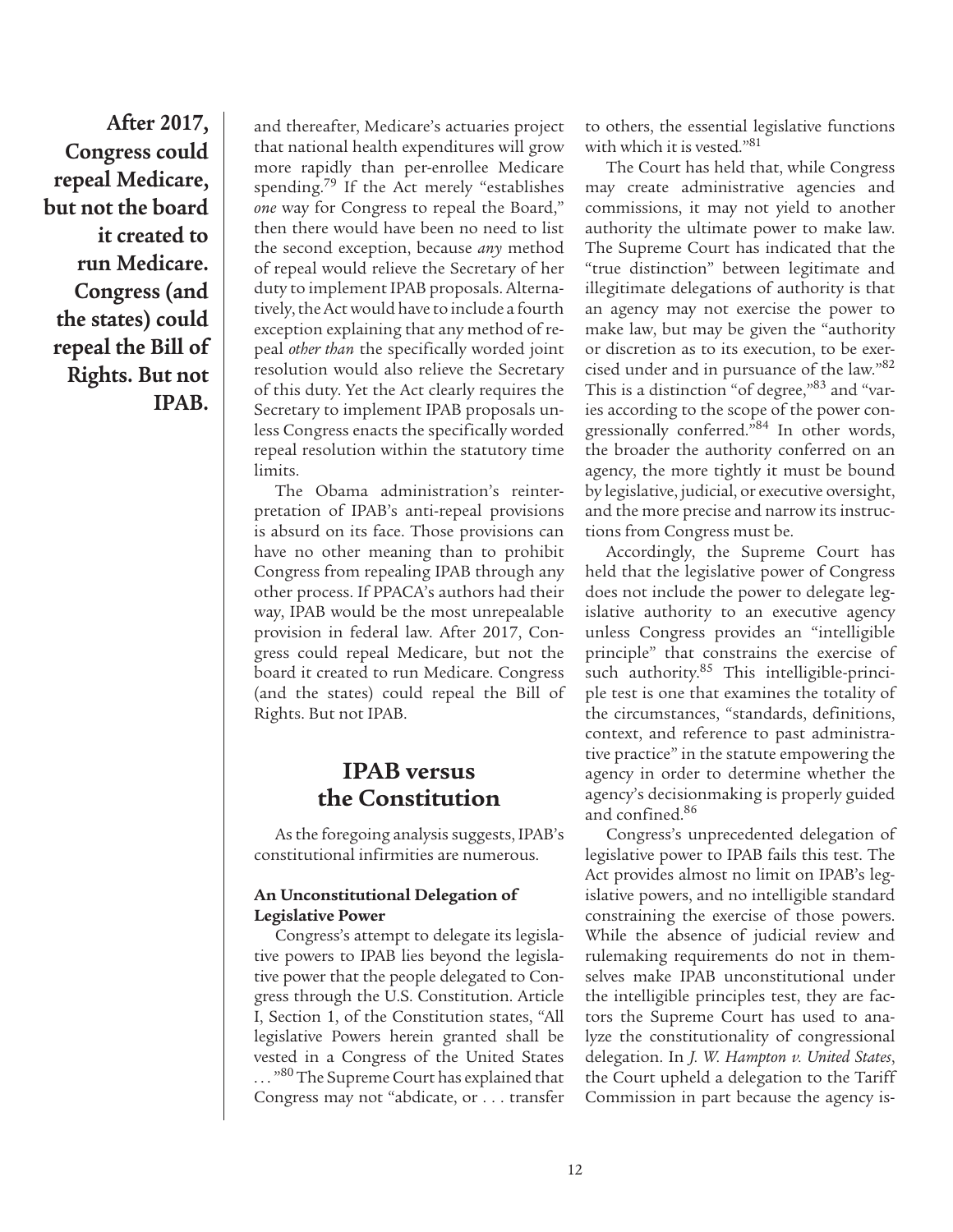**After 2017, Congress could repeal Medicare, but not the board it created to run Medicare. Congress (and the states) could repeal the Bill of Rights. But not IPAB.**

and thereafter, Medicare's actuaries project that national health expenditures will grow more rapidly than per-enrollee Medicare spending.[79] If the Act merely "establishes *one* way for Congress to repeal the Board," then there would have been no need to list the second exception, because *any* method of repeal would relieve the Secretary of her duty to implement IPAB proposals. Alternatively, the Act would have to include a fourth exception explaining that any method of repeal *other than* the specifically worded joint resolution would also relieve the Secretary of this duty. Yet the Act clearly requires the Secretary to implement IPAB proposals unless Congress enacts the specifically worded repeal resolution within the statutory time limits.

The Obama administration's reinterpretation of IPAB's anti-repeal provisions is absurd on its face. Those provisions can have no other meaning than to prohibit Congress from repealing IPAB through any other process. If PPACA's authors had their way, IPAB would be the most unrepealable provision in federal law. After 2017, Congress could repeal Medicare, but not the board it created to run Medicare. Congress (and the states) could repeal the Bill of Rights. But not IPAB.

## IPAB versus the Constitution

As the foregoing analysis suggests, IPAB's constitutional infirmities are numerous.

### An Unconstitutional Delegation of Legislative Power

Congress's attempt to delegate its legislative powers to IPAB lies beyond the legislative power that the people delegated to Congress through the U.S. Constitution. Article I, Section 1, of the Constitution states, "All legislative Powers herein granted shall be vested in a Congress of the United States . . ."[80] The Supreme Court has explained that Congress may not "abdicate, or . . . transfer to others, the essential legislative functions with which it is vested."[81]

The Court has held that, while Congress may create administrative agencies and commissions, it may not yield to another authority the ultimate power to make law. The Supreme Court has indicated that the "true distinction" between legitimate and illegitimate delegations of authority is that an agency may not exercise the power to make law, but may be given the "authority or discretion as to its execution, to be exercised under and in pursuance of the law."[82] This is a distinction "of degree,"[83] and "varies according to the scope of the power congressionally conferred."[84] In other words, the broader the authority conferred on an agency, the more tightly it must be bound by legislative, judicial, or executive oversight, and the more precise and narrow its instructions from Congress must be.

Accordingly, the Supreme Court has held that the legislative power of Congress does not include the power to delegate legislative authority to an executive agency unless Congress provides an "intelligible principle" that constrains the exercise of such authority.[85] This intelligible-principle test is one that examines the totality of the circumstances, "standards, definitions, context, and reference to past administrative practice" in the statute empowering the agency in order to determine whether the agency's decisionmaking is properly guided and confined.[86]

Congress's unprecedented delegation of legislative power to IPAB fails this test. The Act provides almost no limit on IPAB's legislative powers, and no intelligible standard constraining the exercise of those powers. While the absence of judicial review and rulemaking requirements do not in themselves make IPAB unconstitutional under the intelligible principles test, they are factors the Supreme Court has used to analyze the constitutionality of congressional delegation. In *J. W. Hampton v. United States*, the Court upheld a delegation to the Tariff Commission in part because the agency is-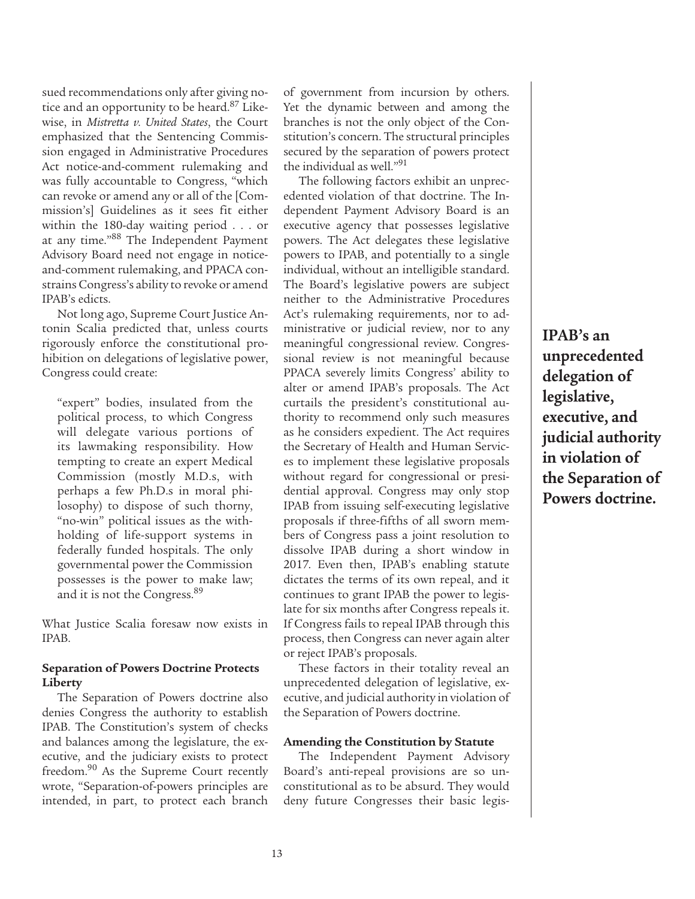sued recommendations only after giving notice and an opportunity to be heard.[87] Likewise, in *Mistretta v. United States*, the Court emphasized that the Sentencing Commission engaged in Administrative Procedures Act notice-and-comment rulemaking and was fully accountable to Congress, "which can revoke or amend any or all of the [Commission's] Guidelines as it sees fit either within the 180-day waiting period . . . or at any time."[88] The Independent Payment Advisory Board need not engage in notice-and-comment rulemaking, and PPACA constrains Congress's ability to revoke or amend IPAB's edicts.

Not long ago, Supreme Court Justice Antonin Scalia predicted that, unless courts rigorously enforce the constitutional prohibition on delegations of legislative power, Congress could create:

> "expert" bodies, insulated from the political process, to which Congress will delegate various portions of its lawmaking responsibility. How tempting to create an expert Medical Commission (mostly M.D.s, with perhaps a few Ph.D.s in moral philosophy) to dispose of such thorny, "no-win" political issues as the withholding of life-support systems in federally funded hospitals. The only governmental power the Commission possesses is the power to make law; and it is not the Congress.[89]

What Justice Scalia foresaw now exists in IPAB.

**Separation of Powers Doctrine Protects Liberty**

The Separation of Powers doctrine also denies Congress the authority to establish IPAB. The Constitution's system of checks and balances among the legislature, the executive, and the judiciary exists to protect freedom.[90] As the Supreme Court recently wrote, "Separation-of-powers principles are intended, in part, to protect each branch of government from incursion by others. Yet the dynamic between and among the branches is not the only object of the Constitution's concern. The structural principles secured by the separation of powers protect the individual as well."[91]

The following factors exhibit an unprecedented violation of that doctrine. The Independent Payment Advisory Board is an executive agency that possesses legislative powers. The Act delegates these legislative powers to IPAB, and potentially to a single individual, without an intelligible standard. The Board's legislative powers are subject neither to the Administrative Procedures Act's rulemaking requirements, nor to administrative or judicial review, nor to any meaningful congressional review. Congressional review is not meaningful because PPACA severely limits Congress' ability to alter or amend IPAB's proposals. The Act curtails the president's constitutional authority to recommend only such measures as he considers expedient. The Act requires the Secretary of Health and Human Services to implement these legislative proposals without regard for congressional or presidential approval. Congress may only stop IPAB from issuing self-executing legislative proposals if three-fifths of all sworn members of Congress pass a joint resolution to dissolve IPAB during a short window in 2017. Even then, IPAB's enabling statute dictates the terms of its own repeal, and it continues to grant IPAB the power to legislate for six months after Congress repeals it. If Congress fails to repeal IPAB through this process, then Congress can never again alter or reject IPAB's proposals.

These factors in their totality reveal an unprecedented delegation of legislative, executive, and judicial authority in violation of the Separation of Powers doctrine.

**IPAB's an unprecedented delegation of legislative, executive, and judicial authority in violation of the Separation of Powers doctrine.**

**Amending the Constitution by Statute**

The Independent Payment Advisory Board's anti-repeal provisions are so unconstitutional as to be absurd. They would deny future Congresses their basic legis-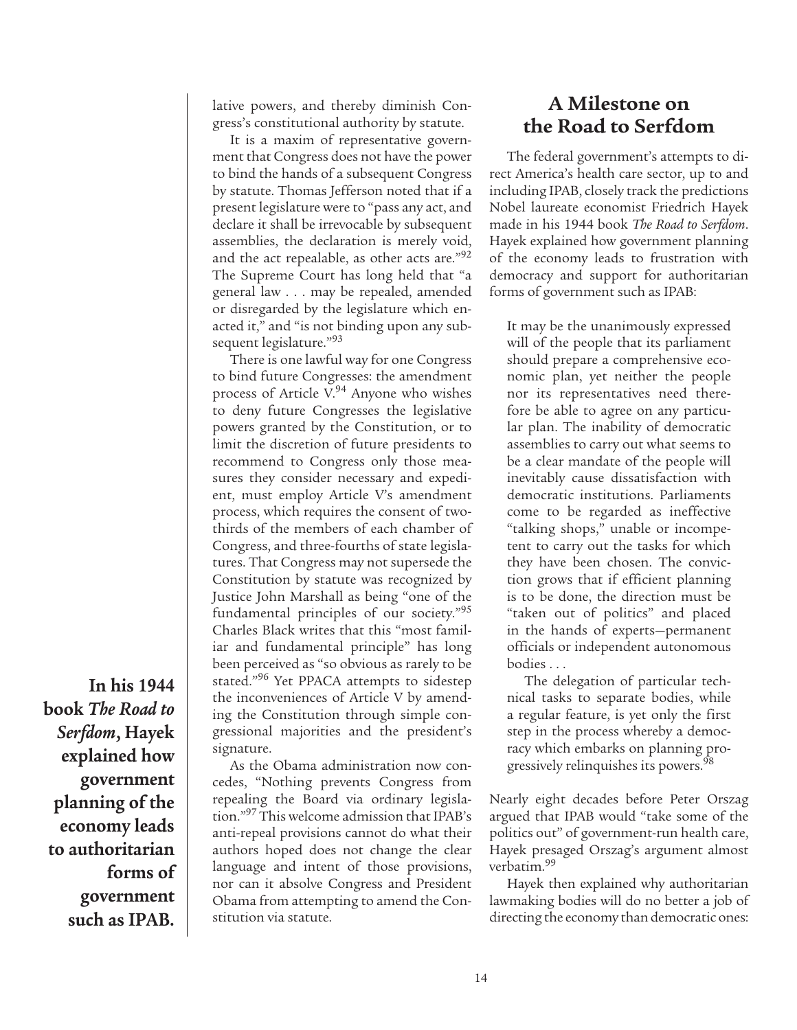lative powers, and thereby diminish Congress's constitutional authority by statute.

It is a maxim of representative government that Congress does not have the power to bind the hands of a subsequent Congress by statute. Thomas Jefferson noted that if a present legislature were to "pass any act, and declare it shall be irrevocable by subsequent assemblies, the declaration is merely void, and the act repealable, as other acts are."[92] The Supreme Court has long held that "a general law . . . may be repealed, amended or disregarded by the legislature which enacted it," and "is not binding upon any subsequent legislature."[93]

There is one lawful way for one Congress to bind future Congresses: the amendment process of Article V.[94] Anyone who wishes to deny future Congresses the legislative powers granted by the Constitution, or to limit the discretion of future presidents to recommend to Congress only those measures they consider necessary and expedient, must employ Article V's amendment process, which requires the consent of two-thirds of the members of each chamber of Congress, and three-fourths of state legislatures. That Congress may not supersede the Constitution by statute was recognized by Justice John Marshall as being "one of the fundamental principles of our society."[95] Charles Black writes that this "most familiar and fundamental principle" has long been perceived as "so obvious as rarely to be stated."[96] Yet PPACA attempts to sidestep the inconveniences of Article V by amending the Constitution through simple congressional majorities and the president's signature.

As the Obama administration now concedes, "Nothing prevents Congress from repealing the Board via ordinary legislation."[97] This welcome admission that IPAB's anti-repeal provisions cannot do what their authors hoped does not change the clear language and intent of those provisions, nor can it absolve Congress and President Obama from attempting to amend the Constitution via statute.

**In his 1944 book *The Road to Serfdom*, Hayek explained how government planning of the economy leads to authoritarian forms of government such as IPAB.**

## A Milestone on the Road to Serfdom

The federal government's attempts to direct America's health care sector, up to and including IPAB, closely track the predictions Nobel laureate economist Friedrich Hayek made in his 1944 book *The Road to Serfdom*. Hayek explained how government planning of the economy leads to frustration with democracy and support for authoritarian forms of government such as IPAB:

> It may be the unanimously expressed will of the people that its parliament should prepare a comprehensive economic plan, yet neither the people nor its representatives need therefore be able to agree on any particular plan. The inability of democratic assemblies to carry out what seems to be a clear mandate of the people will inevitably cause dissatisfaction with democratic institutions. Parliaments come to be regarded as ineffective "talking shops," unable or incompetent to carry out the tasks for which they have been chosen. The conviction grows that if efficient planning is to be done, the direction must be "taken out of politics" and placed in the hands of experts—permanent officials or independent autonomous bodies . . .
>
> The delegation of particular technical tasks to separate bodies, while a regular feature, is yet only the first step in the process whereby a democracy which embarks on planning progressively relinquishes its powers.[98]

Nearly eight decades before Peter Orszag argued that IPAB would "take some of the politics out" of government-run health care, Hayek presaged Orszag's argument almost verbatim.[99]

Hayek then explained why authoritarian lawmaking bodies will do no better a job of directing the economy than democratic ones: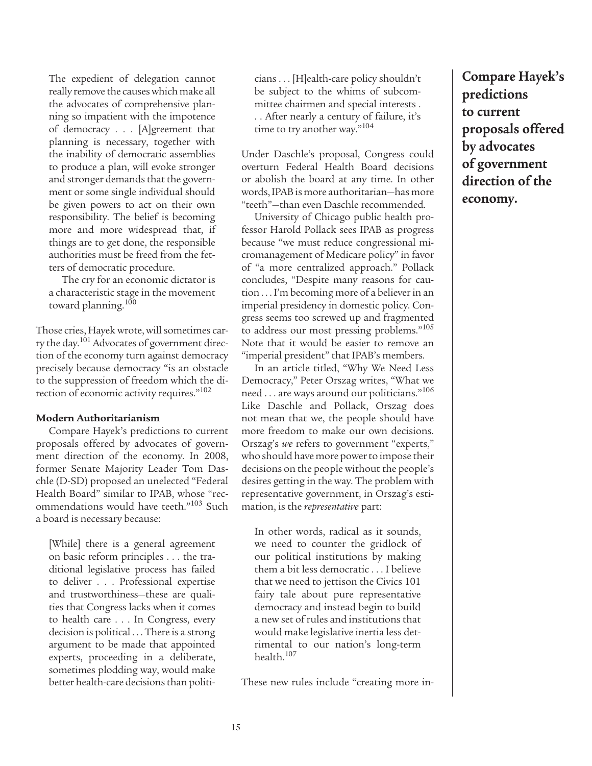The expedient of delegation cannot really remove the causes which make all the advocates of comprehensive planning so impatient with the impotence of democracy . . . [A]greement that planning is necessary, together with the inability of democratic assemblies to produce a plan, will evoke stronger and stronger demands that the government or some single individual should be given powers to act on their own responsibility. The belief is becoming more and more widespread that, if things are to get done, the responsible authorities must be freed from the fetters of democratic procedure.

> The cry for an economic dictator is a characteristic stage in the movement toward planning.[100]

Those cries, Hayek wrote, will sometimes carry the day.[101] Advocates of government direction of the economy turn against democracy precisely because democracy "is an obstacle to the suppression of freedom which the direction of economic activity requires."[102]

**Modern Authoritarianism**

Compare Hayek's predictions to current proposals offered by advocates of government direction of the economy. In 2008, former Senate Majority Leader Tom Daschle (D-SD) proposed an unelected "Federal Health Board" similar to IPAB, whose "recommendations would have teeth."[103] Such a board is necessary because:

> [While] there is a general agreement on basic reform principles . . . the traditional legislative process has failed to deliver . . . Professional expertise and trustworthiness—these are qualities that Congress lacks when it comes to health care . . . In Congress, every decision is political . . . There is a strong argument to be made that appointed experts, proceeding in a deliberate, sometimes plodding way, would make better health-care decisions than politicians . . . [H]ealth-care policy shouldn't be subject to the whims of subcommittee chairmen and special interests . . . After nearly a century of failure, it's time to try another way."[104]

Under Daschle's proposal, Congress could overturn Federal Health Board decisions or abolish the board at any time. In other words, IPAB is more authoritarian—has more "teeth"—than even Daschle recommended.

University of Chicago public health professor Harold Pollack sees IPAB as progress because "we must reduce congressional micromanagement of Medicare policy" in favor of "a more centralized approach." Pollack concludes, "Despite many reasons for caution . . . I'm becoming more of a believer in an imperial presidency in domestic policy. Congress seems too screwed up and fragmented to address our most pressing problems."[105] Note that it would be easier to remove an "imperial president" that IPAB's members.

In an article titled, "Why We Need Less Democracy," Peter Orszag writes, "What we need . . . are ways around our politicians."[106] Like Daschle and Pollack, Orszag does not mean that we, the people should have more freedom to make our own decisions. Orszag's *we* refers to government "experts," who should have more power to impose their decisions on the people without the people's desires getting in the way. The problem with representative government, in Orszag's estimation, is the *representative* part:

> In other words, radical as it sounds, we need to counter the gridlock of our political institutions by making them a bit less democratic . . . I believe that we need to jettison the Civics 101 fairy tale about pure representative democracy and instead begin to build a new set of rules and institutions that would make legislative inertia less detrimental to our nation's long-term health.[107]

These new rules include "creating more in-

**Compare Hayek's predictions to current proposals offered by advocates of government direction of the economy.**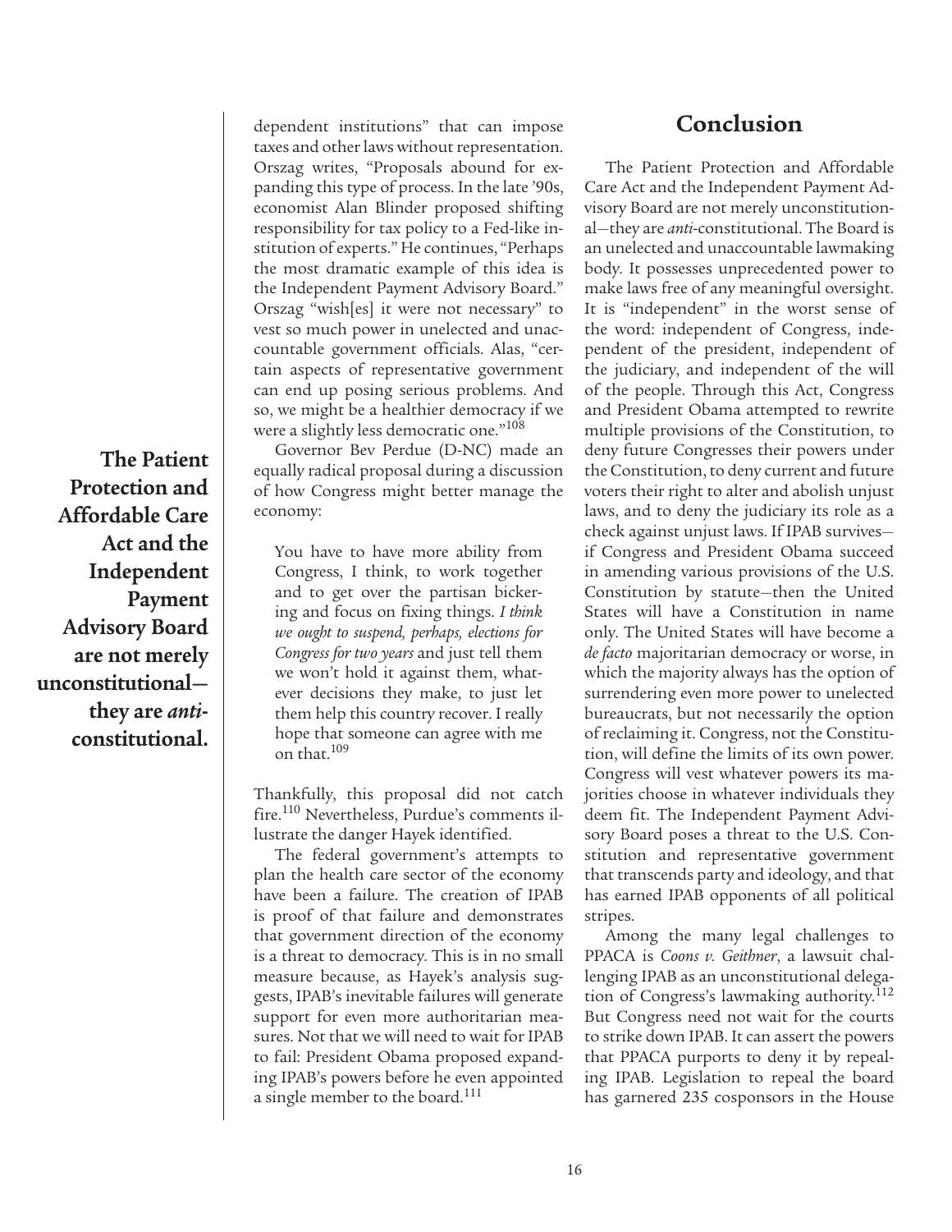dependent institutions" that can impose taxes and other laws without representation. Orszag writes, "Proposals abound for expanding this type of process. In the late '90s, economist Alan Blinder proposed shifting responsibility for tax policy to a Fed-like institution of experts." He continues, "Perhaps the most dramatic example of this idea is the Independent Payment Advisory Board." Orszag "wish[es] it were not necessary" to vest so much power in unelected and unaccountable government officials. Alas, "certain aspects of representative government can end up posing serious problems. And so, we might be a healthier democracy if we were a slightly less democratic one."[108]

Governor Bev Perdue (D-NC) made an equally radical proposal during a discussion of how Congress might better manage the economy:

> You have to have more ability from Congress, I think, to work together and to get over the partisan bickering and focus on fixing things. *I think we ought to suspend, perhaps, elections for Congress for two years* and just tell them we won't hold it against them, whatever decisions they make, to just let them help this country recover. I really hope that someone can agree with me on that.[109]

Thankfully, this proposal did not catch fire.[110] Nevertheless, Purdue's comments illustrate the danger Hayek identified.

The federal government's attempts to plan the health care sector of the economy have been a failure. The creation of IPAB is proof of that failure and demonstrates that government direction of the economy is a threat to democracy. This is in no small measure because, as Hayek's analysis suggests, IPAB's inevitable failures will generate support for even more authoritarian measures. Not that we will need to wait for IPAB to fail: President Obama proposed expanding IPAB's powers before he even appointed a single member to the board.[111]

**The Patient Protection and Affordable Care Act and the Independent Payment Advisory Board are not merely unconstitutional—they are *anti*-constitutional.**

## Conclusion

The Patient Protection and Affordable Care Act and the Independent Payment Advisory Board are not merely unconstitutional—they are *anti*-constitutional. The Board is an unelected and unaccountable lawmaking body. It possesses unprecedented power to make laws free of any meaningful oversight. It is "independent" in the worst sense of the word: independent of Congress, independent of the president, independent of the judiciary, and independent of the will of the people. Through this Act, Congress and President Obama attempted to rewrite multiple provisions of the Constitution, to deny future Congresses their powers under the Constitution, to deny current and future voters their right to alter and abolish unjust laws, and to deny the judiciary its role as a check against unjust laws. If IPAB survives—if Congress and President Obama succeed in amending various provisions of the U.S. Constitution by statute—then the United States will have a Constitution in name only. The United States will have become a *de facto* majoritarian democracy or worse, in which the majority always has the option of surrendering even more power to unelected bureaucrats, but not necessarily the option of reclaiming it. Congress, not the Constitution, will define the limits of its own power. Congress will vest whatever powers its majorities choose in whatever individuals they deem fit. The Independent Payment Advisory Board poses a threat to the U.S. Constitution and representative government that transcends party and ideology, and that has earned IPAB opponents of all political stripes.

Among the many legal challenges to PPACA is *Coons v. Geithner*, a lawsuit challenging IPAB as an unconstitutional delegation of Congress's lawmaking authority.[112] But Congress need not wait for the courts to strike down IPAB. It can assert the powers that PPACA purports to deny it by repealing IPAB. Legislation to repeal the board has garnered 235 cosponsors in the House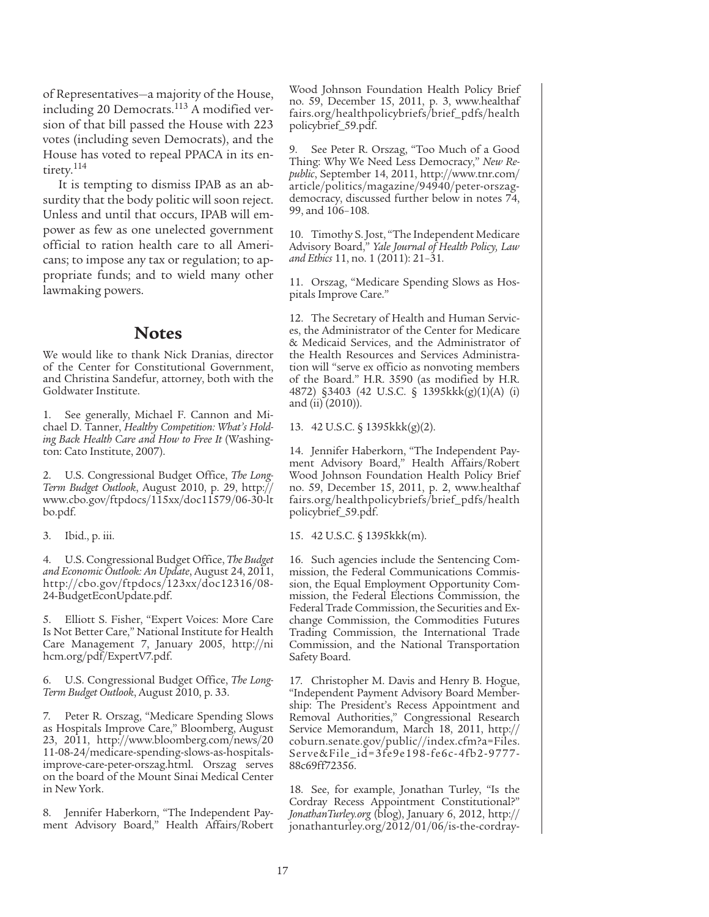of Representatives—a majority of the House, including 20 Democrats.[113] A modified version of that bill passed the House with 223 votes (including seven Democrats), and the House has voted to repeal PPACA in its entirety.[114]

It is tempting to dismiss IPAB as an absurdity that the body politic will soon reject. Unless and until that occurs, IPAB will empower as few as one unelected government official to ration health care to all Americans; to impose any tax or regulation; to appropriate funds; and to wield many other lawmaking powers.

## Notes

We would like to thank Nick Dranias, director of the Center for Constitutional Government, and Christina Sandefur, attorney, both with the Goldwater Institute.

1. See generally, Michael F. Cannon and Michael D. Tanner, *Healthy Competition: What's Holding Back Health Care and How to Free It* (Washington: Cato Institute, 2007).

2. U.S. Congressional Budget Office, *The Long-Term Budget Outlook*, August 2010, p. 29, http://www.cbo.gov/ftpdocs/115xx/doc11579/06-30-ltbo.pdf.

3. Ibid., p. iii.

4. U.S. Congressional Budget Office, *The Budget and Economic Outlook: An Update*, August 24, 2011, http://cbo.gov/ftpdocs/123xx/doc12316/08-24-BudgetEconUpdate.pdf.

5. Elliott S. Fisher, "Expert Voices: More Care Is Not Better Care," National Institute for Health Care Management 7, January 2005, http://nihcm.org/pdf/ExpertV7.pdf.

6. U.S. Congressional Budget Office, *The Long-Term Budget Outlook*, August 2010, p. 33.

7. Peter R. Orszag, "Medicare Spending Slows as Hospitals Improve Care," Bloomberg, August 23, 2011, http://www.bloomberg.com/news/2011-08-24/medicare-spending-slows-as-hospitals-improve-care-peter-orszag.html. Orszag serves on the board of the Mount Sinai Medical Center in New York.

8. Jennifer Haberkorn, "The Independent Payment Advisory Board," Health Affairs/Robert Wood Johnson Foundation Health Policy Brief no. 59, December 15, 2011, p. 3, www.healthaffairs.org/healthpolicybriefs/brief_pdfs/healthpolicybrief_59.pdf.

9. See Peter R. Orszag, "Too Much of a Good Thing: Why We Need Less Democracy," *New Republic*, September 14, 2011, http://www.tnr.com/article/politics/magazine/94940/peter-orszag-democracy, discussed further below in notes 74, 99, and 106–108.

10. Timothy S. Jost, "The Independent Medicare Advisory Board," *Yale Journal of Health Policy, Law and Ethics* 11, no. 1 (2011): 21–31.

11. Orszag, "Medicare Spending Slows as Hospitals Improve Care."

12. The Secretary of Health and Human Services, the Administrator of the Center for Medicare & Medicaid Services, and the Administrator of the Health Resources and Services Administration will "serve ex officio as nonvoting members of the Board." H.R. 3590 (as modified by H.R. 4872) §3403 (42 U.S.C. § 1395kkk(g)(1)(A) (i) and (ii) (2010)).

13. 42 U.S.C. § 1395kkk(g)(2).

14. Jennifer Haberkorn, "The Independent Payment Advisory Board," Health Affairs/Robert Wood Johnson Foundation Health Policy Brief no. 59, December 15, 2011, p. 2, www.healthaffairs.org/healthpolicybriefs/brief_pdfs/healthpolicybrief_59.pdf.

15. 42 U.S.C. § 1395kkk(m).

16. Such agencies include the Sentencing Commission, the Federal Communications Commission, the Equal Employment Opportunity Commission, the Federal Elections Commission, the Federal Trade Commission, the Securities and Exchange Commission, the Commodities Futures Trading Commission, the International Trade Commission, and the National Transportation Safety Board.

17. Christopher M. Davis and Henry B. Hogue, "Independent Payment Advisory Board Membership: The President's Recess Appointment and Removal Authorities," Congressional Research Service Memorandum, March 18, 2011, http://coburn.senate.gov/public//index.cfm?a=Files.Serve&File_id=3fe9e198-fe6c-4fb2-9777-88c69ff72356.

18. See, for example, Jonathan Turley, "Is the Cordray Recess Appointment Constitutional?" *JonathanTurley.org* (blog), January 6, 2012, http://jonathanturley.org/2012/01/06/is-the-cordray-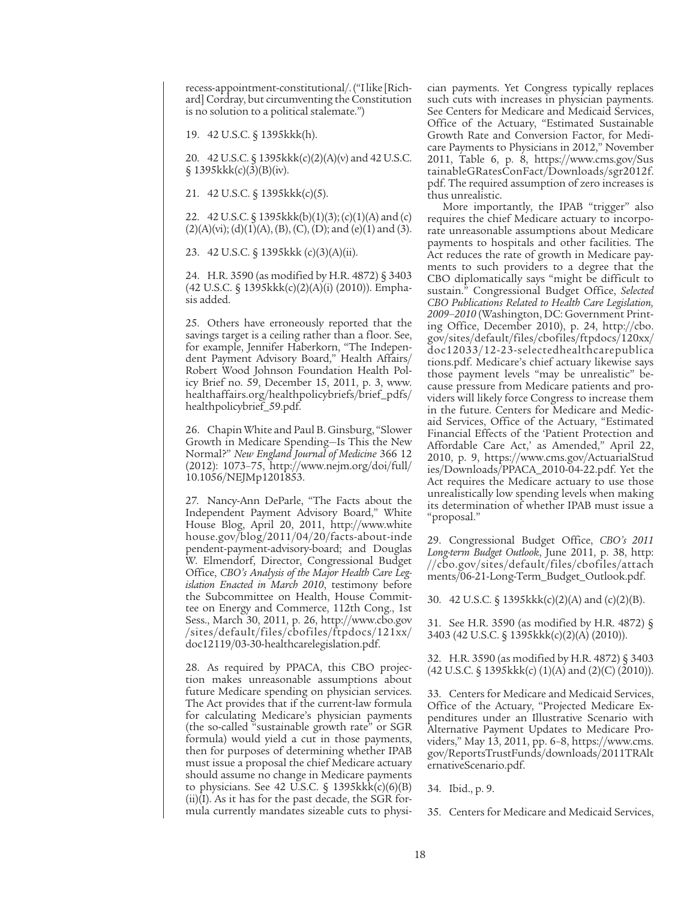recess-appointment-constitutional/. ("I like [Richard] Cordray, but circumventing the Constitution is no solution to a political stalemate.")

19. 42 U.S.C. § 1395kkk(h).

20. 42 U.S.C. § 1395kkk(c)(2)(A)(v) and 42 U.S.C. § 1395kkk(c)(3)(B)(iv).

21. 42 U.S.C. § 1395kkk(c)(5).

22. 42 U.S.C. § 1395kkk(b)(1)(3); (c)(1)(A) and (c)(2)(A)(vi); (d)(1)(A), (B), (C), (D); and (e)(1) and (3).

23. 42 U.S.C. § 1395kkk (c)(3)(A)(ii).

24. H.R. 3590 (as modified by H.R. 4872) § 3403 (42 U.S.C. § 1395kkk(c)(2)(A)(i) (2010)). Emphasis added.

25. Others have erroneously reported that the savings target is a ceiling rather than a floor. See, for example, Jennifer Haberkorn, "The Independent Payment Advisory Board," Health Affairs/Robert Wood Johnson Foundation Health Policy Brief no. 59, December 15, 2011, p. 3, www.healthaffairs.org/healthpolicybriefs/brief_pdfs/healthpolicybrief_59.pdf.

26. Chapin White and Paul B. Ginsburg, "Slower Growth in Medicare Spending—Is This the New Normal?" *New England Journal of Medicine* 366 12 (2012): 1073–75, http://www.nejm.org/doi/full/10.1056/NEJMp1201853.

27. Nancy-Ann DeParle, "The Facts about the Independent Payment Advisory Board," White House Blog, April 20, 2011, http://www.whitehouse.gov/blog/2011/04/20/facts-about-independent-payment-advisory-board; and Douglas W. Elmendorf, Director, Congressional Budget Office, *CBO's Analysis of the Major Health Care Legislation Enacted in March 2010*, testimony before the Subcommittee on Health, House Committee on Energy and Commerce, 112th Cong., 1st Sess., March 30, 2011, p. 26, http://www.cbo.gov/sites/default/files/cbofiles/ftpdocs/121xx/doc12119/03-30-healthcarelegislation.pdf.

28. As required by PPACA, this CBO projection makes unreasonable assumptions about future Medicare spending on physician services. The Act provides that if the current-law formula for calculating Medicare's physician payments (the so-called "sustainable growth rate" or SGR formula) would yield a cut in those payments, then for purposes of determining whether IPAB must issue a proposal the chief Medicare actuary should assume no change in Medicare payments to physicians. See 42 U.S.C. § 1395kkk(c)(6)(B)(ii)(I). As it has for the past decade, the SGR formula currently mandates sizeable cuts to physician payments. Yet Congress typically replaces such cuts with increases in physician payments. See Centers for Medicare and Medicaid Services, Office of the Actuary, "Estimated Sustainable Growth Rate and Conversion Factor, for Medicare Payments to Physicians in 2012," November 2011, Table 6, p. 8, https://www.cms.gov/SustainableGRatesConFact/Downloads/sgr2012f.pdf. The required assumption of zero increases is thus unrealistic.

More importantly, the IPAB "trigger" also requires the chief Medicare actuary to incorporate unreasonable assumptions about Medicare payments to hospitals and other facilities. The Act reduces the rate of growth in Medicare payments to such providers to a degree that the CBO diplomatically says "might be difficult to sustain." Congressional Budget Office, *Selected CBO Publications Related to Health Care Legislation, 2009–2010* (Washington, DC: Government Printing Office, December 2010), p. 24, http://cbo.gov/sites/default/files/cbofiles/ftpdocs/120xx/doc12033/12-23-selectedhealthcarepublications.pdf. Medicare's chief actuary likewise says those payment levels "may be unrealistic" because pressure from Medicare patients and providers will likely force Congress to increase them in the future. Centers for Medicare and Medicaid Services, Office of the Actuary, "Estimated Financial Effects of the 'Patient Protection and Affordable Care Act,' as Amended," April 22, 2010, p. 9, https://www.cms.gov/ActuarialStudies/Downloads/PPACA_2010-04-22.pdf. Yet the Act requires the Medicare actuary to use those unrealistically low spending levels when making its determination of whether IPAB must issue a "proposal."

29. Congressional Budget Office, *CBO's 2011 Long-term Budget Outlook*, June 2011, p. 38, http://cbo.gov/sites/default/files/cbofiles/attachments/06-21-Long-Term_Budget_Outlook.pdf.

30. 42 U.S.C. § 1395kkk(c)(2)(A) and (c)(2)(B).

31. See H.R. 3590 (as modified by H.R. 4872) § 3403 (42 U.S.C. § 1395kkk(c)(2)(A) (2010)).

32. H.R. 3590 (as modified by H.R. 4872) § 3403 (42 U.S.C. § 1395kkk(c) (1)(A) and (2)(C) (2010)).

33. Centers for Medicare and Medicaid Services, Office of the Actuary, "Projected Medicare Expenditures under an Illustrative Scenario with Alternative Payment Updates to Medicare Providers," May 13, 2011, pp. 6–8, https://www.cms.gov/ReportsTrustFunds/downloads/2011TRAlternativeScenario.pdf.

34. Ibid., p. 9.

35. Centers for Medicare and Medicaid Services,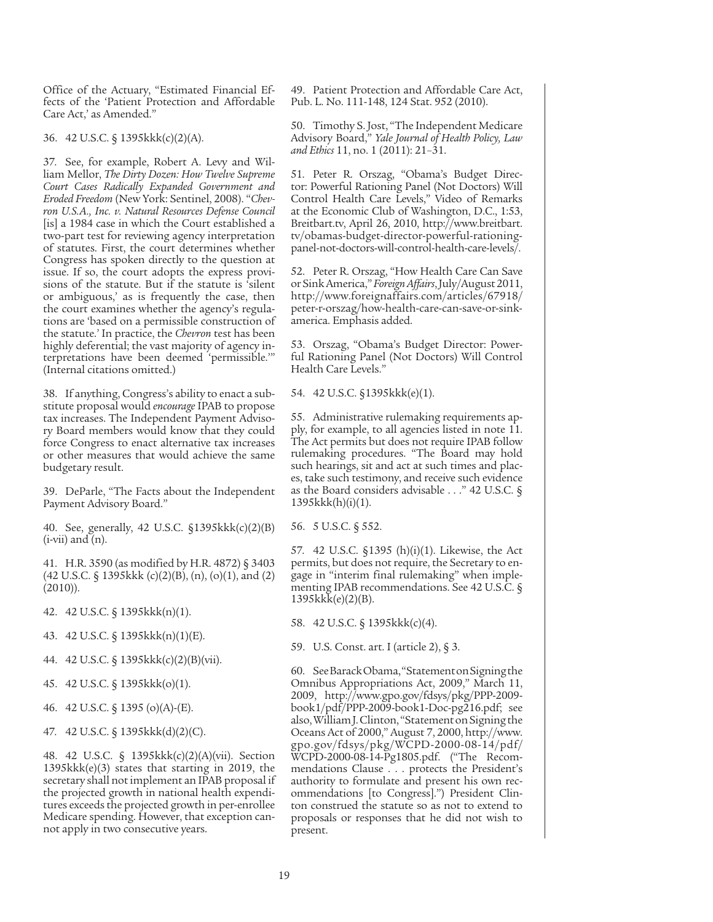Office of the Actuary, "Estimated Financial Effects of the 'Patient Protection and Affordable Care Act,' as Amended."

36. 42 U.S.C. § 1395kkk(c)(2)(A).

37. See, for example, Robert A. Levy and William Mellor, *The Dirty Dozen: How Twelve Supreme Court Cases Radically Expanded Government and Eroded Freedom* (New York: Sentinel, 2008). "*Chevron U.S.A., Inc. v. Natural Resources Defense Council* [is] a 1984 case in which the Court established a two-part test for reviewing agency interpretation of statutes. First, the court determines whether Congress has spoken directly to the question at issue. If so, the court adopts the express provisions of the statute. But if the statute is 'silent or ambiguous,' as is frequently the case, then the court examines whether the agency's regulations are 'based on a permissible construction of the statute.' In practice, the *Chevron* test has been highly deferential; the vast majority of agency interpretations have been deemed 'permissible.'" (Internal citations omitted.)

38. If anything, Congress's ability to enact a substitute proposal would *encourage* IPAB to propose tax increases. The Independent Payment Advisory Board members would know that they could force Congress to enact alternative tax increases or other measures that would achieve the same budgetary result.

39. DeParle, "The Facts about the Independent Payment Advisory Board."

40. See, generally, 42 U.S.C. §1395kkk(c)(2)(B)(i-vii) and (n).

41. H.R. 3590 (as modified by H.R. 4872) § 3403 (42 U.S.C. § 1395kkk (c)(2)(B), (n), (o)(1), and (2) (2010)).

42. 42 U.S.C. § 1395kkk(n)(1).

43. 42 U.S.C. § 1395kkk(n)(1)(E).

44. 42 U.S.C. § 1395kkk(c)(2)(B)(vii).

45. 42 U.S.C. § 1395kkk(o)(1).

46. 42 U.S.C. § 1395 (o)(A)-(E).

47. 42 U.S.C. § 1395kkk(d)(2)(C).

48. 42 U.S.C. § 1395kkk(c)(2)(A)(vii). Section 1395kkk(e)(3) states that starting in 2019, the secretary shall not implement an IPAB proposal if the projected growth in national health expenditures exceeds the projected growth in per-enrollee Medicare spending. However, that exception cannot apply in two consecutive years.

49. Patient Protection and Affordable Care Act, Pub. L. No. 111-148, 124 Stat. 952 (2010).

50. Timothy S. Jost, "The Independent Medicare Advisory Board," *Yale Journal of Health Policy, Law and Ethics* 11, no. 1 (2011): 21–31.

51. Peter R. Orszag, "Obama's Budget Director: Powerful Rationing Panel (Not Doctors) Will Control Health Care Levels," Video of Remarks at the Economic Club of Washington, D.C., 1:53, Breitbart.tv, April 26, 2010, http://www.breitbart.tv/obamas-budget-director-powerful-rationing-panel-not-doctors-will-control-health-care-levels/.

52. Peter R. Orszag, "How Health Care Can Save or Sink America," *Foreign Affairs*, July/August 2011, http://www.foreignaffairs.com/articles/67918/peter-r-orszag/how-health-care-can-save-or-sink-america. Emphasis added.

53. Orszag, "Obama's Budget Director: Powerful Rationing Panel (Not Doctors) Will Control Health Care Levels."

54. 42 U.S.C. §1395kkk(e)(1).

55. Administrative rulemaking requirements apply, for example, to all agencies listed in note 11. The Act permits but does not require IPAB follow rulemaking procedures. "The Board may hold such hearings, sit and act at such times and places, take such testimony, and receive such evidence as the Board considers advisable . . ." 42 U.S.C. § 1395kkk(h)(i)(1).

56. 5 U.S.C. § 552.

57. 42 U.S.C. §1395 (h)(i)(1). Likewise, the Act permits, but does not require, the Secretary to engage in "interim final rulemaking" when implementing IPAB recommendations. See 42 U.S.C. § 1395kkk(e)(2)(B).

58. 42 U.S.C. § 1395kkk(c)(4).

59. U.S. Const. art. I (article 2), § 3.

60. See Barack Obama, "Statement on Signing the Omnibus Appropriations Act, 2009," March 11, 2009, http://www.gpo.gov/fdsys/pkg/PPP-2009-book1/pdf/PPP-2009-book1-Doc-pg216.pdf; see also, William J. Clinton, "Statement on Signing the Oceans Act of 2000," August 7, 2000, http://www.gpo.gov/fdsys/pkg/WCPD-2000-08-14/pdf/WCPD-2000-08-14-Pg1805.pdf. ("The Recommendations Clause . . . protects the President's authority to formulate and present his own recommendations [to Congress].") President Clinton construed the statute so as not to extend to proposals or responses that he did not wish to present.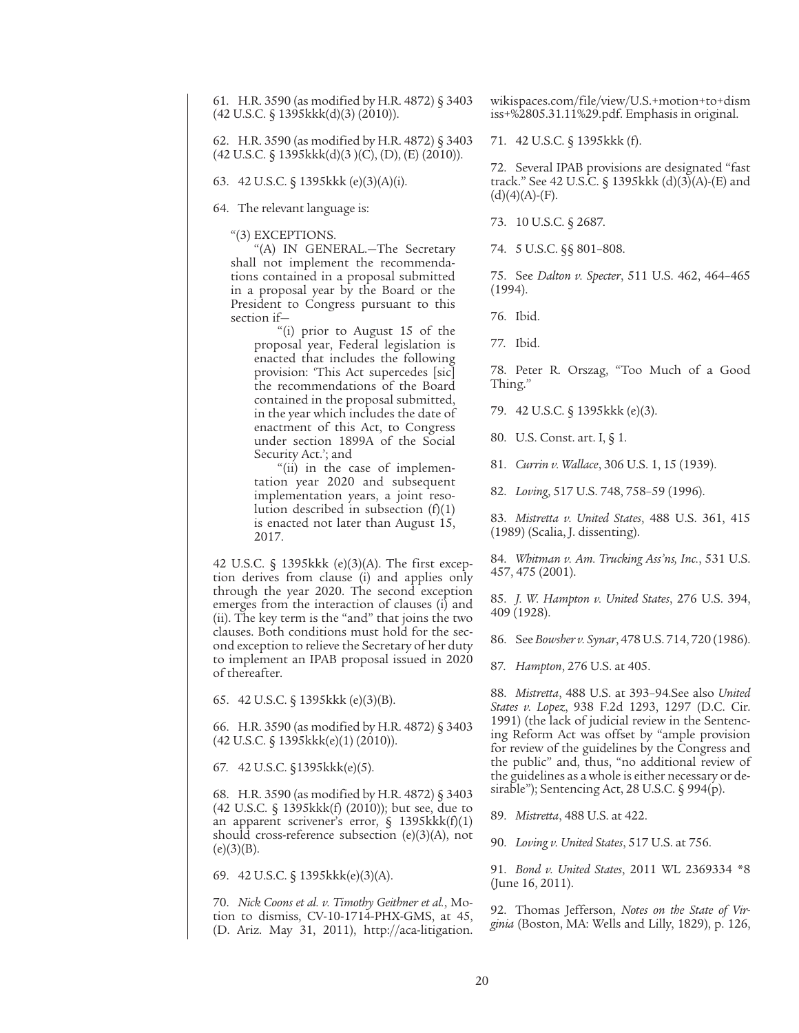61. H.R. 3590 (as modified by H.R. 4872) § 3403 (42 U.S.C. § 1395kkk(d)(3) (2010)).

62. H.R. 3590 (as modified by H.R. 4872) § 3403 (42 U.S.C. § 1395kkk(d)(3 )(C), (D), (E) (2010)).

63. 42 U.S.C. § 1395kkk (e)(3)(A)(i).

64. The relevant language is:

> "(3) EXCEPTIONS.
>
> "(A) IN GENERAL.—The Secretary shall not implement the recommendations contained in a proposal submitted in a proposal year by the Board or the President to Congress pursuant to this section if—
>
> > "(i) prior to August 15 of the proposal year, Federal legislation is enacted that includes the following provision: 'This Act supercedes [sic] the recommendations of the Board contained in the proposal submitted, in the year which includes the date of enactment of this Act, to Congress under section 1899A of the Social Security Act.'; and
> >
> > "(ii) in the case of implementation year 2020 and subsequent implementation years, a joint resolution described in subsection (f)(1) is enacted not later than August 15, 2017.

42 U.S.C. § 1395kkk (e)(3)(A). The first exception derives from clause (i) and applies only through the year 2020. The second exception emerges from the interaction of clauses (i) and (ii). The key term is the "and" that joins the two clauses. Both conditions must hold for the second exception to relieve the Secretary of her duty to implement an IPAB proposal issued in 2020 of thereafter.

65. 42 U.S.C. § 1395kkk (e)(3)(B).

66. H.R. 3590 (as modified by H.R. 4872) § 3403 (42 U.S.C. § 1395kkk(e)(1) (2010)).

67. 42 U.S.C. §1395kkk(e)(5).

68. H.R. 3590 (as modified by H.R. 4872) § 3403 (42 U.S.C. § 1395kkk(f) (2010)); but see, due to an apparent scrivener's error, § 1395kkk(f)(1) should cross-reference subsection (e)(3)(A), not (e)(3)(B).

69. 42 U.S.C. § 1395kkk(e)(3)(A).

70. *Nick Coons et al. v. Timothy Geithner et al.*, Motion to dismiss, CV-10-1714-PHX-GMS, at 45, (D. Ariz. May 31, 2011), http://aca-litigation.wikispaces.com/file/view/U.S.+motion+to+dismiss+%2805.31.11%29.pdf. Emphasis in original.

71. 42 U.S.C. § 1395kkk (f).

72. Several IPAB provisions are designated "fast track." See 42 U.S.C. § 1395kkk (d)(3)(A)-(E) and (d)(4)(A)-(F).

73. 10 U.S.C. § 2687.

74. 5 U.S.C. §§ 801–808.

75. See *Dalton v. Specter*, 511 U.S. 462, 464–465 (1994).

76. Ibid.

77. Ibid.

78. Peter R. Orszag, "Too Much of a Good Thing."

79. 42 U.S.C. § 1395kkk (e)(3).

80. U.S. Const. art. I, § 1.

81. *Currin v. Wallace*, 306 U.S. 1, 15 (1939).

82. *Loving*, 517 U.S. 748, 758–59 (1996).

83. *Mistretta v. United States*, 488 U.S. 361, 415 (1989) (Scalia, J. dissenting).

84. *Whitman v. Am. Trucking Ass'ns, Inc.*, 531 U.S. 457, 475 (2001).

85. *J. W. Hampton v. United States*, 276 U.S. 394, 409 (1928).

86. See *Bowsher v. Synar*, 478 U.S. 714, 720 (1986).

87. *Hampton*, 276 U.S. at 405.

88. *Mistretta*, 488 U.S. at 393–94.See also *United States v. Lopez*, 938 F.2d 1293, 1297 (D.C. Cir. 1991) (the lack of judicial review in the Sentencing Reform Act was offset by "ample provision for review of the guidelines by the Congress and the public" and, thus, "no additional review of the guidelines as a whole is either necessary or desirable"); Sentencing Act, 28 U.S.C. § 994(p).

89. *Mistretta*, 488 U.S. at 422.

90. *Loving v. United States*, 517 U.S. at 756.

91. *Bond v. United States*, 2011 WL 2369334 *8 (June 16, 2011).

92. Thomas Jefferson, *Notes on the State of Virginia* (Boston, MA: Wells and Lilly, 1829), p. 126,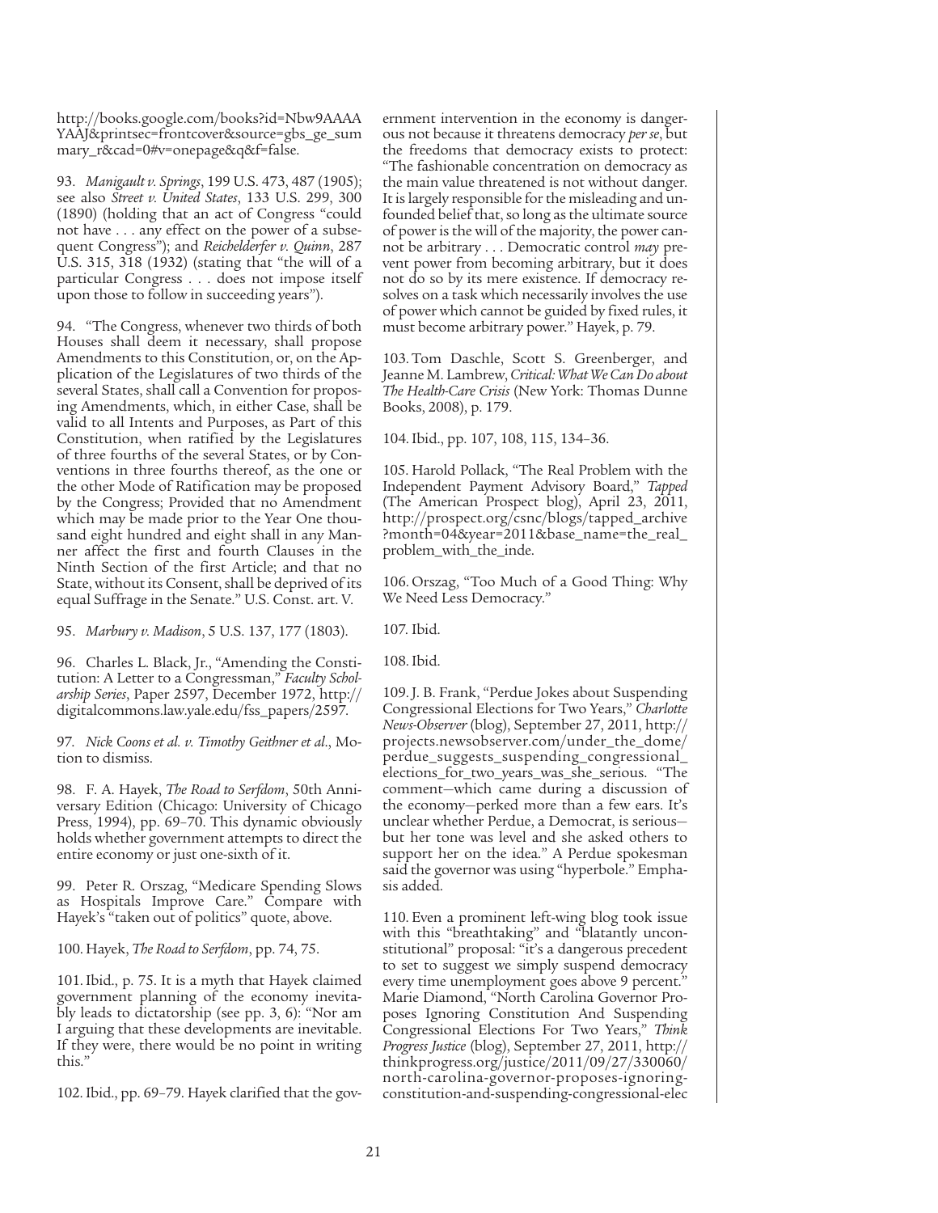http://books.google.com/books?id=Nbw9AAAAYAAJ&printsec=frontcover&source=gbs_ge_summary_r&cad=0#v=onepage&q&f=false.

93. *Manigault v. Springs*, 199 U.S. 473, 487 (1905); see also *Street v. United States*, 133 U.S. 299, 300 (1890) (holding that an act of Congress "could not have . . . any effect on the power of a subsequent Congress"); and *Reichelderfer v. Quinn*, 287 U.S. 315, 318 (1932) (stating that "the will of a particular Congress . . . does not impose itself upon those to follow in succeeding years").

94. "The Congress, whenever two thirds of both Houses shall deem it necessary, shall propose Amendments to this Constitution, or, on the Application of the Legislatures of two thirds of the several States, shall call a Convention for proposing Amendments, which, in either Case, shall be valid to all Intents and Purposes, as Part of this Constitution, when ratified by the Legislatures of three fourths of the several States, or by Conventions in three fourths thereof, as the one or the other Mode of Ratification may be proposed by the Congress; Provided that no Amendment which may be made prior to the Year One thousand eight hundred and eight shall in any Manner affect the first and fourth Clauses in the Ninth Section of the first Article; and that no State, without its Consent, shall be deprived of its equal Suffrage in the Senate." U.S. Const. art. V.

95. *Marbury v. Madison*, 5 U.S. 137, 177 (1803).

96. Charles L. Black, Jr., "Amending the Constitution: A Letter to a Congressman," *Faculty Scholarship Series*, Paper 2597, December 1972, http://digitalcommons.law.yale.edu/fss_papers/2597.

97. *Nick Coons et al. v. Timothy Geithner et al.*, Motion to dismiss.

98. F. A. Hayek, *The Road to Serfdom*, 50th Anniversary Edition (Chicago: University of Chicago Press, 1994), pp. 69–70. This dynamic obviously holds whether government attempts to direct the entire economy or just one-sixth of it.

99. Peter R. Orszag, "Medicare Spending Slows as Hospitals Improve Care." Compare with Hayek's "taken out of politics" quote, above.

100. Hayek, *The Road to Serfdom*, pp. 74, 75.

101. Ibid., p. 75. It is a myth that Hayek claimed government planning of the economy inevitably leads to dictatorship (see pp. 3, 6): "Nor am I arguing that these developments are inevitable. If they were, there would be no point in writing this."

102. Ibid., pp. 69–79. Hayek clarified that the government intervention in the economy is dangerous not because it threatens democracy *per se*, but the freedoms that democracy exists to protect: "The fashionable concentration on democracy as the main value threatened is not without danger. It is largely responsible for the misleading and unfounded belief that, so long as the ultimate source of power is the will of the majority, the power cannot be arbitrary . . . Democratic control *may* prevent power from becoming arbitrary, but it does not do so by its mere existence. If democracy resolves on a task which necessarily involves the use of power which cannot be guided by fixed rules, it must become arbitrary power." Hayek, p. 79.

103. Tom Daschle, Scott S. Greenberger, and Jeanne M. Lambrew, *Critical: What We Can Do about The Health-Care Crisis* (New York: Thomas Dunne Books, 2008), p. 179.

104. Ibid., pp. 107, 108, 115, 134–36.

105. Harold Pollack, "The Real Problem with the Independent Payment Advisory Board," *Tapped* (The American Prospect blog), April 23, 2011, http://prospect.org/csnc/blogs/tapped_archive?month=04&year=2011&base_name=the_real_problem_with_the_inde.

106. Orszag, "Too Much of a Good Thing: Why We Need Less Democracy."

107. Ibid.

108. Ibid.

109. J. B. Frank, "Perdue Jokes about Suspending Congressional Elections for Two Years," *Charlotte News-Observer* (blog), September 27, 2011, http://projects.newsobserver.com/under_the_dome/perdue_suggests_suspending_congressional_elections_for_two_years_was_she_serious. "The comment—which came during a discussion of the economy—perked more than a few ears. It's unclear whether Perdue, a Democrat, is serious—but her tone was level and she asked others to support her on the idea." A Perdue spokesman said the governor was using "hyperbole." Emphasis added.

110. Even a prominent left-wing blog took issue with this "breathtaking" and "blatantly unconstitutional" proposal: "it's a dangerous precedent to set to suggest we simply suspend democracy every time unemployment goes above 9 percent." Marie Diamond, "North Carolina Governor Proposes Ignoring Constitution And Suspending Congressional Elections For Two Years," *Think Progress Justice* (blog), September 27, 2011, http://thinkprogress.org/justice/2011/09/27/330060/north-carolina-governor-proposes-ignoring-constitution-and-suspending-congressional-elec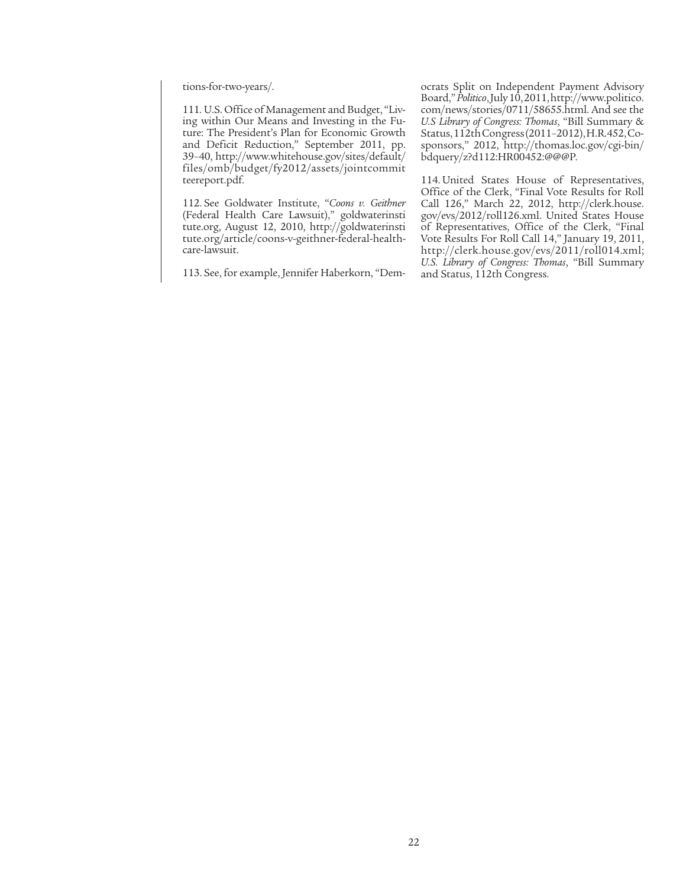tions-for-two-years/.

111. U.S. Office of Management and Budget, "Living within Our Means and Investing in the Future: The President's Plan for Economic Growth and Deficit Reduction," September 2011, pp. 39–40, http://www.whitehouse.gov/sites/default/files/omb/budget/fy2012/assets/jointcommitteereport.pdf.

112. See Goldwater Institute, "*Coons v. Geithner* (Federal Health Care Lawsuit)," goldwaterinstitute.org, August 12, 2010, http://goldwaterinstitute.org/article/coons-v-geithner-federal-healthcare-lawsuit.

113. See, for example, Jennifer Haberkorn, "Democrats Split on Independent Payment Advisory Board," *Politico*, July 10, 2011, http://www.politico.com/news/stories/0711/58655.html. And see the *U.S Library of Congress: Thomas*, "Bill Summary & Status, 112th Congress (2011–2012), H.R.452, Cosponsors," 2012, http://thomas.loc.gov/cgi-bin/bdquery/z?d112:HR00452:@@@P.

114. United States House of Representatives, Office of the Clerk, "Final Vote Results for Roll Call 126," March 22, 2012, http://clerk.house.gov/evs/2012/roll126.xml. United States House of Representatives, Office of the Clerk, "Final Vote Results For Roll Call 14," January 19, 2011, http://clerk.house.gov/evs/2011/roll014.xml; *U.S. Library of Congress: Thomas*, "Bill Summary and Status, 112th Congress.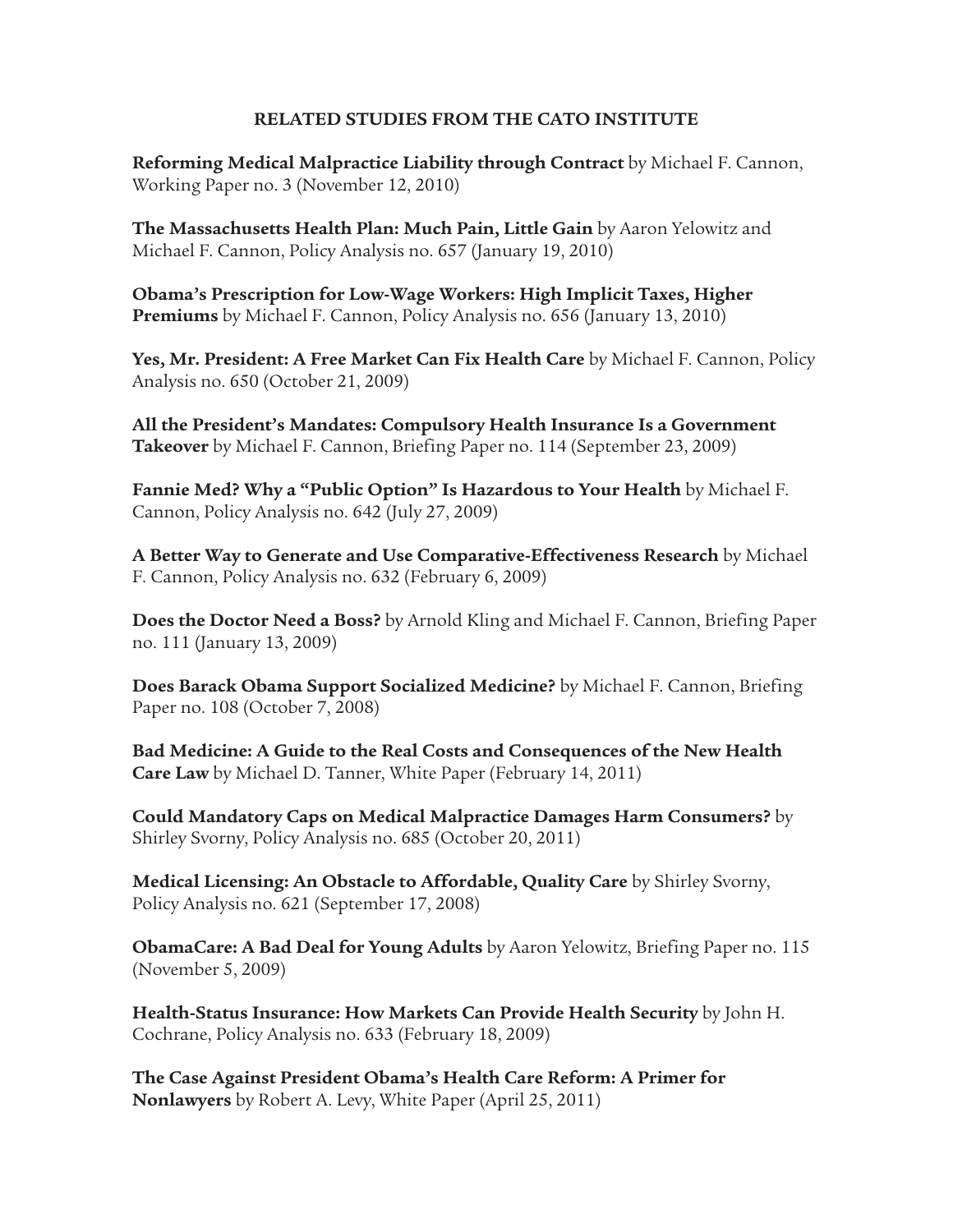## RELATED STUDIES FROM THE CATO INSTITUTE

**Reforming Medical Malpractice Liability through Contract** by Michael F. Cannon, Working Paper no. 3 (November 12, 2010)

**The Massachusetts Health Plan: Much Pain, Little Gain** by Aaron Yelowitz and Michael F. Cannon, Policy Analysis no. 657 (January 19, 2010)

**Obama's Prescription for Low-Wage Workers: High Implicit Taxes, Higher Premiums** by Michael F. Cannon, Policy Analysis no. 656 (January 13, 2010)

**Yes, Mr. President: A Free Market Can Fix Health Care** by Michael F. Cannon, Policy Analysis no. 650 (October 21, 2009)

**All the President's Mandates: Compulsory Health Insurance Is a Government Takeover** by Michael F. Cannon, Briefing Paper no. 114 (September 23, 2009)

**Fannie Med? Why a "Public Option" Is Hazardous to Your Health** by Michael F. Cannon, Policy Analysis no. 642 (July 27, 2009)

**A Better Way to Generate and Use Comparative-Effectiveness Research** by Michael F. Cannon, Policy Analysis no. 632 (February 6, 2009)

**Does the Doctor Need a Boss?** by Arnold Kling and Michael F. Cannon, Briefing Paper no. 111 (January 13, 2009)

**Does Barack Obama Support Socialized Medicine?** by Michael F. Cannon, Briefing Paper no. 108 (October 7, 2008)

**Bad Medicine: A Guide to the Real Costs and Consequences of the New Health Care Law** by Michael D. Tanner, White Paper (February 14, 2011)

**Could Mandatory Caps on Medical Malpractice Damages Harm Consumers?** by Shirley Svorny, Policy Analysis no. 685 (October 20, 2011)

**Medical Licensing: An Obstacle to Affordable, Quality Care** by Shirley Svorny, Policy Analysis no. 621 (September 17, 2008)

**ObamaCare: A Bad Deal for Young Adults** by Aaron Yelowitz, Briefing Paper no. 115 (November 5, 2009)

**Health-Status Insurance: How Markets Can Provide Health Security** by John H. Cochrane, Policy Analysis no. 633 (February 18, 2009)

**The Case Against President Obama's Health Care Reform: A Primer for Nonlawyers** by Robert A. Levy, White Paper (April 25, 2011)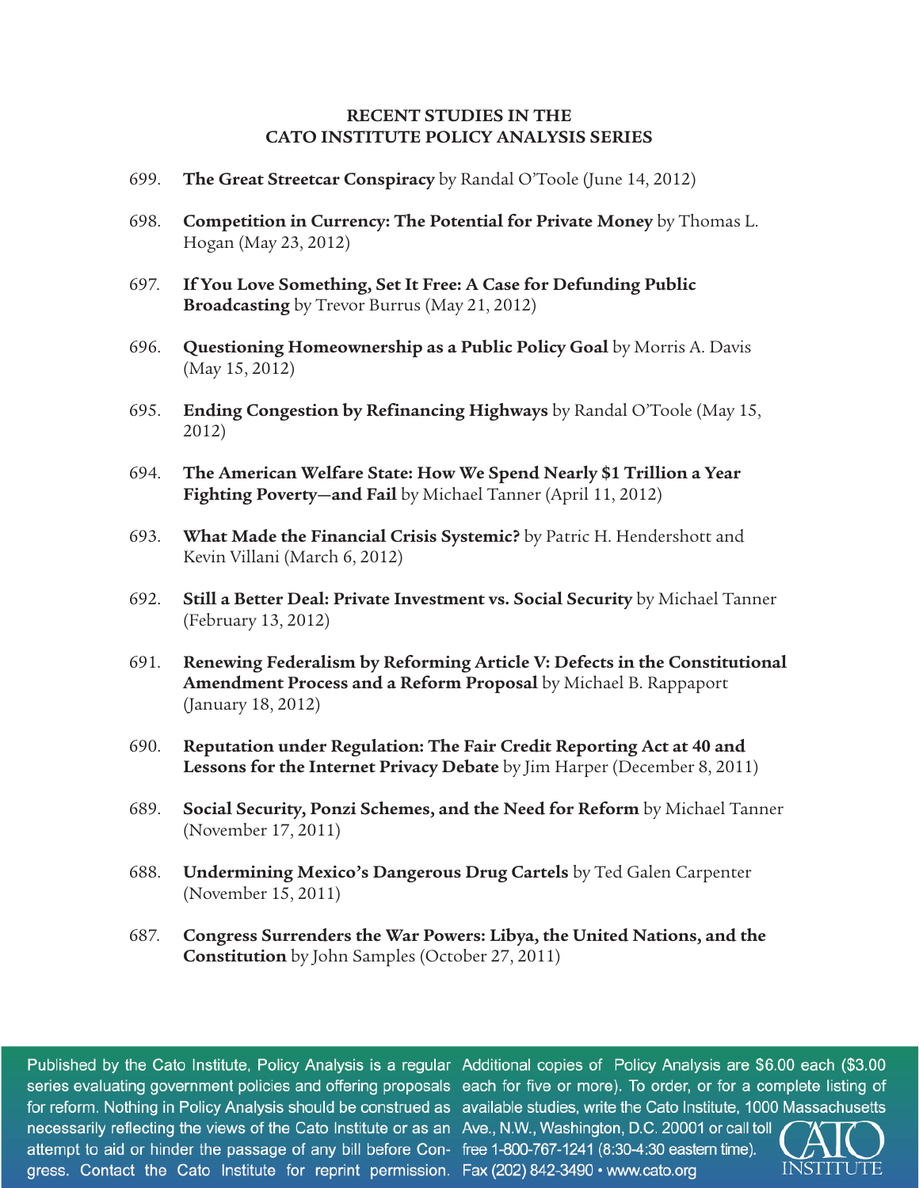## RECENT STUDIES IN THE CATO INSTITUTE POLICY ANALYSIS SERIES

699. **The Great Streetcar Conspiracy** by Randal O'Toole (June 14, 2012)

698. **Competition in Currency: The Potential for Private Money** by Thomas L. Hogan (May 23, 2012)

697. **If You Love Something, Set It Free: A Case for Defunding Public Broadcasting** by Trevor Burrus (May 21, 2012)

696. **Questioning Homeownership as a Public Policy Goal** by Morris A. Davis (May 15, 2012)

695. **Ending Congestion by Refinancing Highways** by Randal O'Toole (May 15, 2012)

694. **The American Welfare State: How We Spend Nearly $1 Trillion a Year Fighting Poverty—and Fail** by Michael Tanner (April 11, 2012)

693. **What Made the Financial Crisis Systemic?** by Patric H. Hendershott and Kevin Villani (March 6, 2012)

692. **Still a Better Deal: Private Investment vs. Social Security** by Michael Tanner (February 13, 2012)

691. **Renewing Federalism by Reforming Article V: Defects in the Constitutional Amendment Process and a Reform Proposal** by Michael B. Rappaport (January 18, 2012)

690. **Reputation under Regulation: The Fair Credit Reporting Act at 40 and Lessons for the Internet Privacy Debate** by Jim Harper (December 8, 2011)

689. **Social Security, Ponzi Schemes, and the Need for Reform** by Michael Tanner (November 17, 2011)

688. **Undermining Mexico's Dangerous Drug Cartels** by Ted Galen Carpenter (November 15, 2011)

687. **Congress Surrenders the War Powers: Libya, the United Nations, and the Constitution** by John Samples (October 27, 2011)

Published by the Cato Institute, Policy Analysis is a regular series evaluating government policies and offering proposals for reform. Nothing in Policy Analysis should be construed as necessarily reflecting the views of the Cato Institute or as an attempt to aid or hinder the passage of any bill before Congress. Contact the Cato Institute for reprint permission.

Additional copies of Policy Analysis are $6.00 each ($3.00 each for five or more). To order, or for a complete listing of available studies, write the Cato Institute, 1000 Massachusetts Ave., N.W., Washington, D.C. 20001 or call toll free 1-800-767-1241 (8:30-4:30 eastern time). Fax (202) 842-3490 • www.cato.org

CATO INSTITUTE